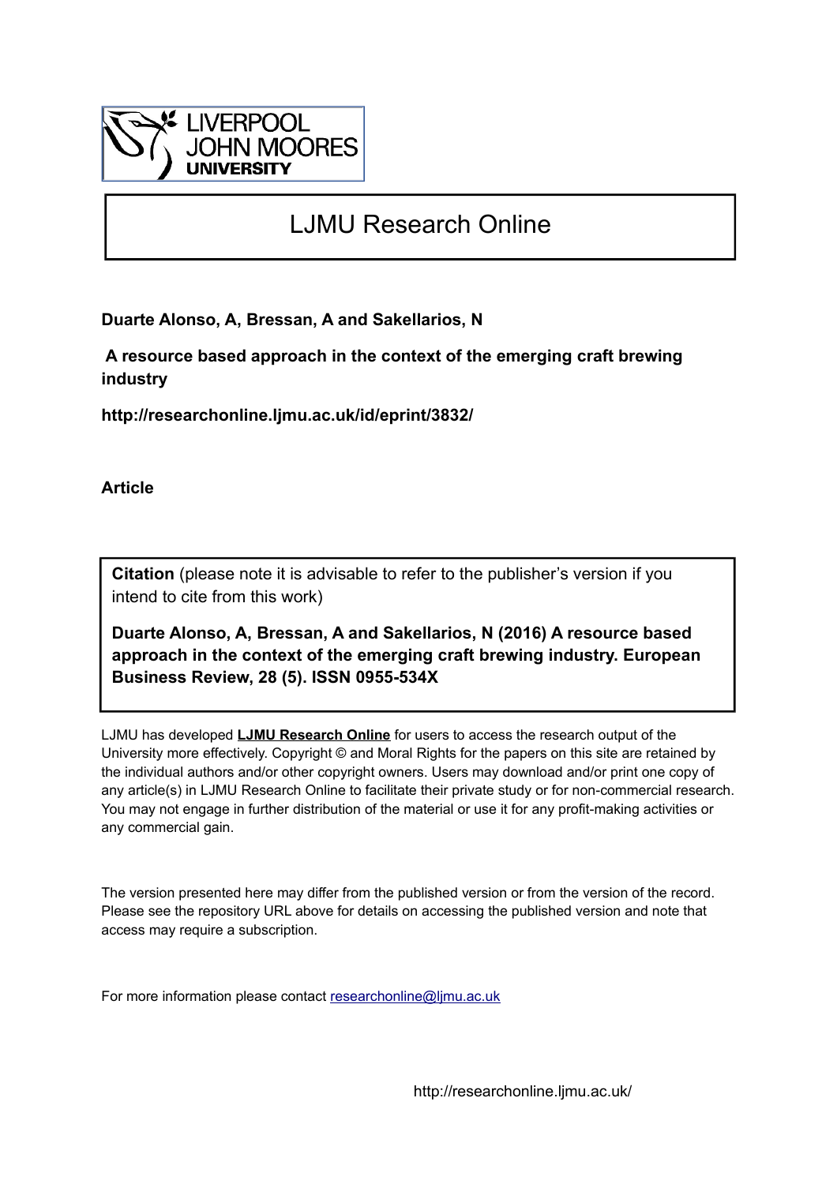LIVERPOOL JOHN MOORES UNIVERSITY

# LJMU Research Online

**Duarte Alonso, A, Bressan, A and Sakellarios, N**

**A resource based approach in the context of the emerging craft brewing industry**

**http://researchonline.ljmu.ac.uk/id/eprint/3832/**

**Article**

**Citation** (please note it is advisable to refer to the publisher's version if you intend to cite from this work)

**Duarte Alonso, A, Bressan, A and Sakellarios, N (2016) A resource based approach in the context of the emerging craft brewing industry. European Business Review, 28 (5). ISSN 0955-534X**

LJMU has developed **LJMU Research Online** for users to access the research output of the University more effectively. Copyright © and Moral Rights for the papers on this site are retained by the individual authors and/or other copyright owners. Users may download and/or print one copy of any article(s) in LJMU Research Online to facilitate their private study or for non-commercial research. You may not engage in further distribution of the material or use it for any profit-making activities or any commercial gain.

The version presented here may differ from the published version or from the version of the record. Please see the repository URL above for details on accessing the published version and note that access may require a subscription.

For more information please contact researchonline@ljmu.ac.uk

http://researchonline.ljmu.ac.uk/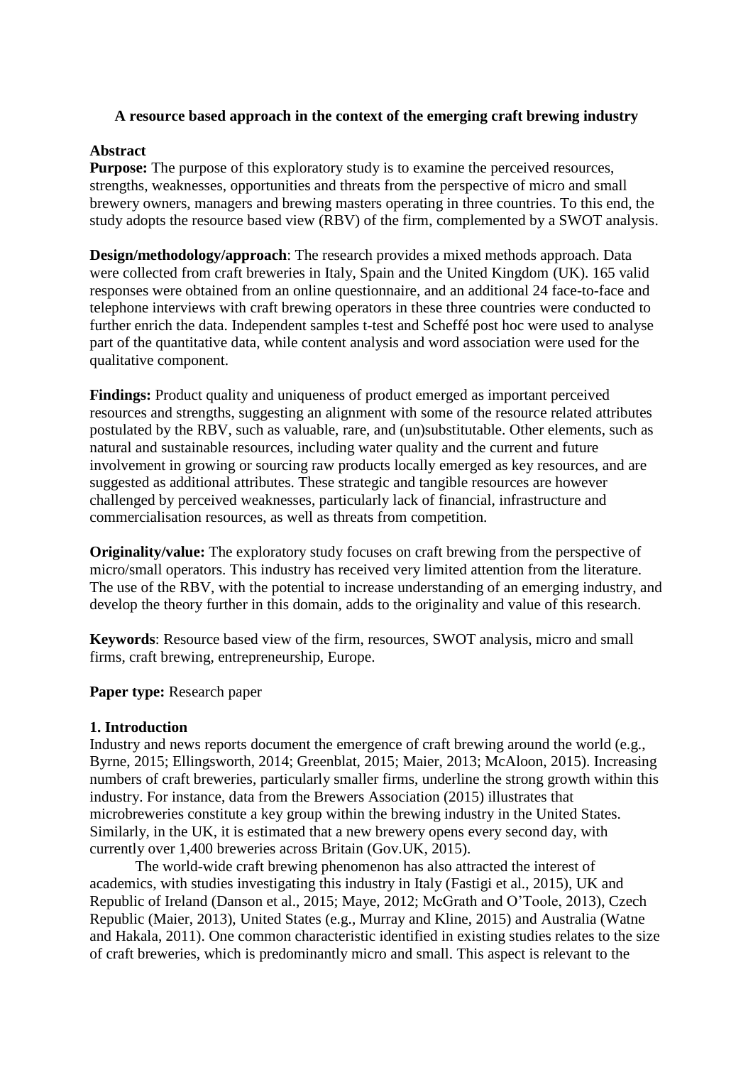**A resource based approach in the context of the emerging craft brewing industry**

**Abstract**

**Purpose:** The purpose of this exploratory study is to examine the perceived resources, strengths, weaknesses, opportunities and threats from the perspective of micro and small brewery owners, managers and brewing masters operating in three countries. To this end, the study adopts the resource based view (RBV) of the firm, complemented by a SWOT analysis.

**Design/methodology/approach**: The research provides a mixed methods approach. Data were collected from craft breweries in Italy, Spain and the United Kingdom (UK). 165 valid responses were obtained from an online questionnaire, and an additional 24 face-to-face and telephone interviews with craft brewing operators in these three countries were conducted to further enrich the data. Independent samples t-test and Scheffé post hoc were used to analyse part of the quantitative data, while content analysis and word association were used for the qualitative component.

**Findings:** Product quality and uniqueness of product emerged as important perceived resources and strengths, suggesting an alignment with some of the resource related attributes postulated by the RBV, such as valuable, rare, and (un)substitutable. Other elements, such as natural and sustainable resources, including water quality and the current and future involvement in growing or sourcing raw products locally emerged as key resources, and are suggested as additional attributes. These strategic and tangible resources are however challenged by perceived weaknesses, particularly lack of financial, infrastructure and commercialisation resources, as well as threats from competition.

**Originality/value:** The exploratory study focuses on craft brewing from the perspective of micro/small operators. This industry has received very limited attention from the literature. The use of the RBV, with the potential to increase understanding of an emerging industry, and develop the theory further in this domain, adds to the originality and value of this research.

**Keywords**: Resource based view of the firm, resources, SWOT analysis, micro and small firms, craft brewing, entrepreneurship, Europe.

**Paper type:** Research paper

## 1. Introduction

Industry and news reports document the emergence of craft brewing around the world (e.g., Byrne, 2015; Ellingsworth, 2014; Greenblat, 2015; Maier, 2013; McAloon, 2015). Increasing numbers of craft breweries, particularly smaller firms, underline the strong growth within this industry. For instance, data from the Brewers Association (2015) illustrates that microbreweries constitute a key group within the brewing industry in the United States. Similarly, in the UK, it is estimated that a new brewery opens every second day, with currently over 1,400 breweries across Britain (Gov.UK, 2015).

The world-wide craft brewing phenomenon has also attracted the interest of academics, with studies investigating this industry in Italy (Fastigi et al., 2015), UK and Republic of Ireland (Danson et al., 2015; Maye, 2012; McGrath and O'Toole, 2013), Czech Republic (Maier, 2013), United States (e.g., Murray and Kline, 2015) and Australia (Watne and Hakala, 2011). One common characteristic identified in existing studies relates to the size of craft breweries, which is predominantly micro and small. This aspect is relevant to the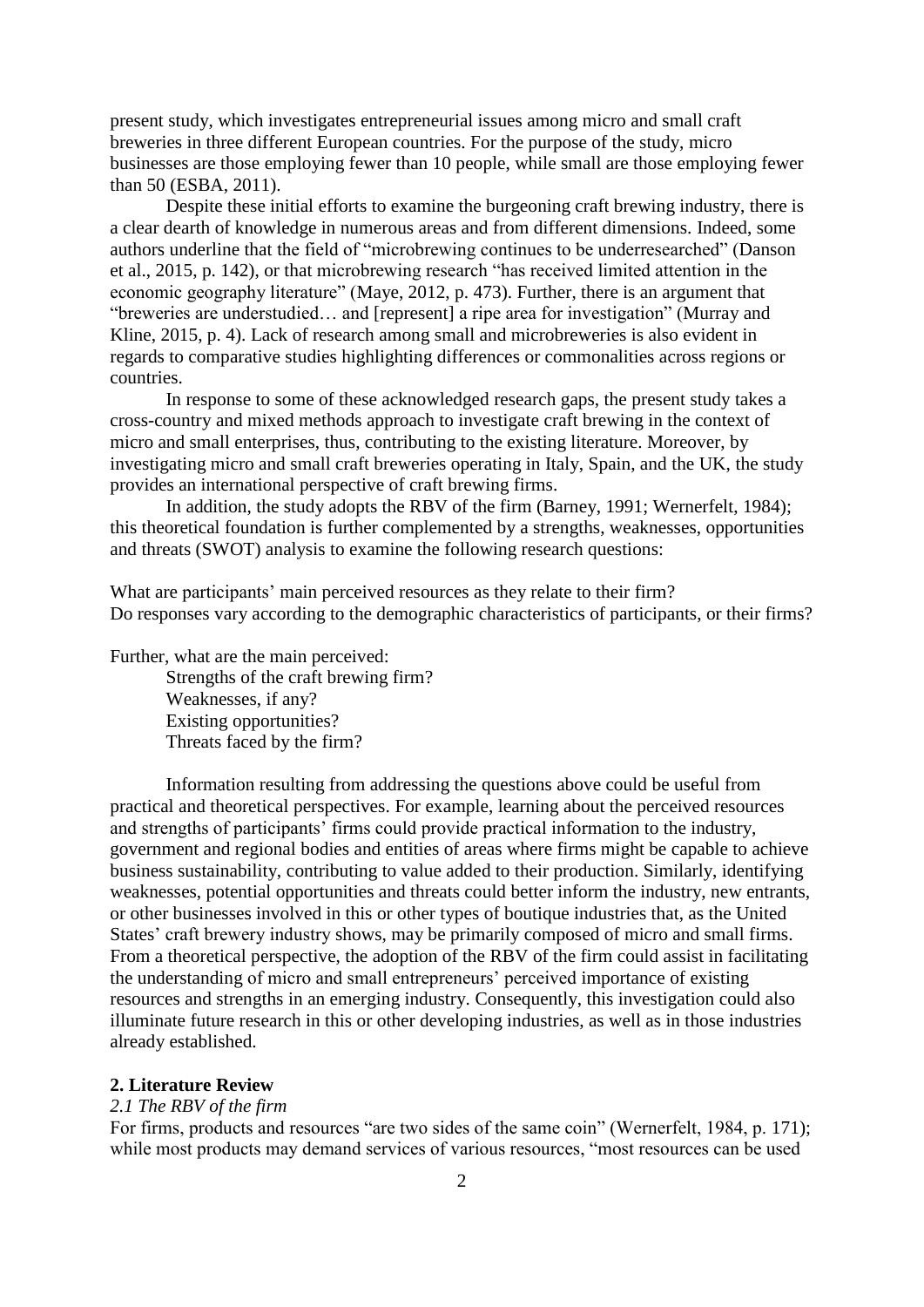present study, which investigates entrepreneurial issues among micro and small craft breweries in three different European countries. For the purpose of the study, micro businesses are those employing fewer than 10 people, while small are those employing fewer than 50 (ESBA, 2011).

Despite these initial efforts to examine the burgeoning craft brewing industry, there is a clear dearth of knowledge in numerous areas and from different dimensions. Indeed, some authors underline that the field of "microbrewing continues to be underresearched" (Danson et al., 2015, p. 142), or that microbrewing research "has received limited attention in the economic geography literature" (Maye, 2012, p. 473). Further, there is an argument that "breweries are understudied… and [represent] a ripe area for investigation" (Murray and Kline, 2015, p. 4). Lack of research among small and microbreweries is also evident in regards to comparative studies highlighting differences or commonalities across regions or countries.

In response to some of these acknowledged research gaps, the present study takes a cross-country and mixed methods approach to investigate craft brewing in the context of micro and small enterprises, thus, contributing to the existing literature. Moreover, by investigating micro and small craft breweries operating in Italy, Spain, and the UK, the study provides an international perspective of craft brewing firms.

In addition, the study adopts the RBV of the firm (Barney, 1991; Wernerfelt, 1984); this theoretical foundation is further complemented by a strengths, weaknesses, opportunities and threats (SWOT) analysis to examine the following research questions:

What are participants' main perceived resources as they relate to their firm?
Do responses vary according to the demographic characteristics of participants, or their firms?

Further, what are the main perceived:

Strengths of the craft brewing firm?
Weaknesses, if any?
Existing opportunities?
Threats faced by the firm?

Information resulting from addressing the questions above could be useful from practical and theoretical perspectives. For example, learning about the perceived resources and strengths of participants' firms could provide practical information to the industry, government and regional bodies and entities of areas where firms might be capable to achieve business sustainability, contributing to value added to their production. Similarly, identifying weaknesses, potential opportunities and threats could better inform the industry, new entrants, or other businesses involved in this or other types of boutique industries that, as the United States' craft brewery industry shows, may be primarily composed of micro and small firms. From a theoretical perspective, the adoption of the RBV of the firm could assist in facilitating the understanding of micro and small entrepreneurs' perceived importance of existing resources and strengths in an emerging industry. Consequently, this investigation could also illuminate future research in this or other developing industries, as well as in those industries already established.

## 2. Literature Review

### *2.1 The RBV of the firm*

For firms, products and resources "are two sides of the same coin" (Wernerfelt, 1984, p. 171); while most products may demand services of various resources, "most resources can be used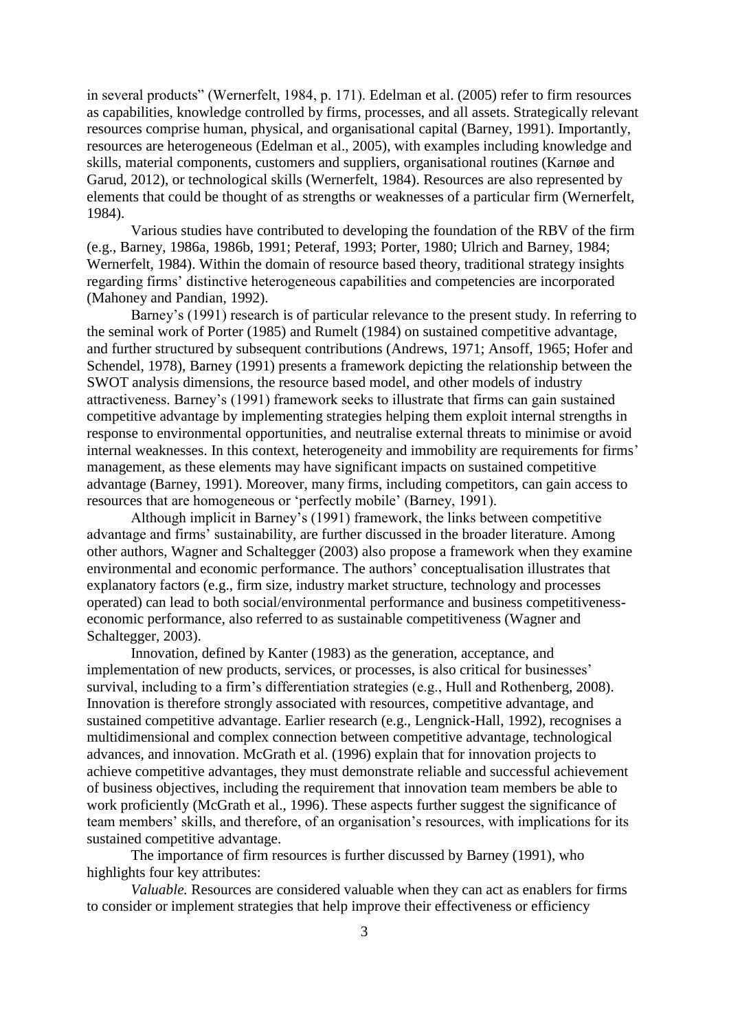in several products" (Wernerfelt, 1984, p. 171). Edelman et al. (2005) refer to firm resources as capabilities, knowledge controlled by firms, processes, and all assets. Strategically relevant resources comprise human, physical, and organisational capital (Barney, 1991). Importantly, resources are heterogeneous (Edelman et al., 2005), with examples including knowledge and skills, material components, customers and suppliers, organisational routines (Karnøe and Garud, 2012), or technological skills (Wernerfelt, 1984). Resources are also represented by elements that could be thought of as strengths or weaknesses of a particular firm (Wernerfelt, 1984).

Various studies have contributed to developing the foundation of the RBV of the firm (e.g., Barney, 1986a, 1986b, 1991; Peteraf, 1993; Porter, 1980; Ulrich and Barney, 1984; Wernerfelt, 1984). Within the domain of resource based theory, traditional strategy insights regarding firms' distinctive heterogeneous capabilities and competencies are incorporated (Mahoney and Pandian, 1992).

Barney's (1991) research is of particular relevance to the present study. In referring to the seminal work of Porter (1985) and Rumelt (1984) on sustained competitive advantage, and further structured by subsequent contributions (Andrews, 1971; Ansoff, 1965; Hofer and Schendel, 1978), Barney (1991) presents a framework depicting the relationship between the SWOT analysis dimensions, the resource based model, and other models of industry attractiveness. Barney's (1991) framework seeks to illustrate that firms can gain sustained competitive advantage by implementing strategies helping them exploit internal strengths in response to environmental opportunities, and neutralise external threats to minimise or avoid internal weaknesses. In this context, heterogeneity and immobility are requirements for firms' management, as these elements may have significant impacts on sustained competitive advantage (Barney, 1991). Moreover, many firms, including competitors, can gain access to resources that are homogeneous or 'perfectly mobile' (Barney, 1991).

Although implicit in Barney's (1991) framework, the links between competitive advantage and firms' sustainability, are further discussed in the broader literature. Among other authors, Wagner and Schaltegger (2003) also propose a framework when they examine environmental and economic performance. The authors' conceptualisation illustrates that explanatory factors (e.g., firm size, industry market structure, technology and processes operated) can lead to both social/environmental performance and business competitiveness-economic performance, also referred to as sustainable competitiveness (Wagner and Schaltegger, 2003).

Innovation, defined by Kanter (1983) as the generation, acceptance, and implementation of new products, services, or processes, is also critical for businesses' survival, including to a firm's differentiation strategies (e.g., Hull and Rothenberg, 2008). Innovation is therefore strongly associated with resources, competitive advantage, and sustained competitive advantage. Earlier research (e.g., Lengnick-Hall, 1992), recognises a multidimensional and complex connection between competitive advantage, technological advances, and innovation. McGrath et al. (1996) explain that for innovation projects to achieve competitive advantages, they must demonstrate reliable and successful achievement of business objectives, including the requirement that innovation team members be able to work proficiently (McGrath et al., 1996). These aspects further suggest the significance of team members' skills, and therefore, of an organisation's resources, with implications for its sustained competitive advantage.

The importance of firm resources is further discussed by Barney (1991), who highlights four key attributes:

*Valuable.* Resources are considered valuable when they can act as enablers for firms to consider or implement strategies that help improve their effectiveness or efficiency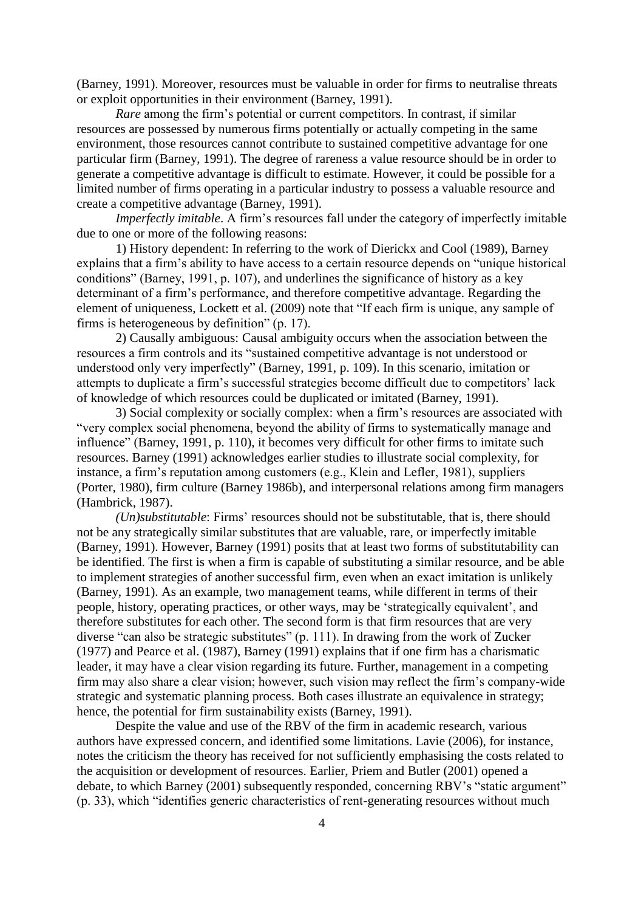(Barney, 1991). Moreover, resources must be valuable in order for firms to neutralise threats or exploit opportunities in their environment (Barney, 1991).

*Rare* among the firm's potential or current competitors. In contrast, if similar resources are possessed by numerous firms potentially or actually competing in the same environment, those resources cannot contribute to sustained competitive advantage for one particular firm (Barney, 1991). The degree of rareness a value resource should be in order to generate a competitive advantage is difficult to estimate. However, it could be possible for a limited number of firms operating in a particular industry to possess a valuable resource and create a competitive advantage (Barney, 1991).

*Imperfectly imitable*. A firm's resources fall under the category of imperfectly imitable due to one or more of the following reasons:

1) History dependent: In referring to the work of Dierickx and Cool (1989), Barney explains that a firm's ability to have access to a certain resource depends on "unique historical conditions" (Barney, 1991, p. 107), and underlines the significance of history as a key determinant of a firm's performance, and therefore competitive advantage. Regarding the element of uniqueness, Lockett et al. (2009) note that "If each firm is unique, any sample of firms is heterogeneous by definition" (p. 17).

2) Causally ambiguous: Causal ambiguity occurs when the association between the resources a firm controls and its "sustained competitive advantage is not understood or understood only very imperfectly" (Barney, 1991, p. 109). In this scenario, imitation or attempts to duplicate a firm's successful strategies become difficult due to competitors' lack of knowledge of which resources could be duplicated or imitated (Barney, 1991).

3) Social complexity or socially complex: when a firm's resources are associated with "very complex social phenomena, beyond the ability of firms to systematically manage and influence" (Barney, 1991, p. 110), it becomes very difficult for other firms to imitate such resources. Barney (1991) acknowledges earlier studies to illustrate social complexity, for instance, a firm's reputation among customers (e.g., Klein and Lefler, 1981), suppliers (Porter, 1980), firm culture (Barney 1986b), and interpersonal relations among firm managers (Hambrick, 1987).

*(Un)substitutable*: Firms' resources should not be substitutable, that is, there should not be any strategically similar substitutes that are valuable, rare, or imperfectly imitable (Barney, 1991). However, Barney (1991) posits that at least two forms of substitutability can be identified. The first is when a firm is capable of substituting a similar resource, and be able to implement strategies of another successful firm, even when an exact imitation is unlikely (Barney, 1991). As an example, two management teams, while different in terms of their people, history, operating practices, or other ways, may be 'strategically equivalent', and therefore substitutes for each other. The second form is that firm resources that are very diverse "can also be strategic substitutes" (p. 111). In drawing from the work of Zucker (1977) and Pearce et al. (1987), Barney (1991) explains that if one firm has a charismatic leader, it may have a clear vision regarding its future. Further, management in a competing firm may also share a clear vision; however, such vision may reflect the firm's company-wide strategic and systematic planning process. Both cases illustrate an equivalence in strategy; hence, the potential for firm sustainability exists (Barney, 1991).

Despite the value and use of the RBV of the firm in academic research, various authors have expressed concern, and identified some limitations. Lavie (2006), for instance, notes the criticism the theory has received for not sufficiently emphasising the costs related to the acquisition or development of resources. Earlier, Priem and Butler (2001) opened a debate, to which Barney (2001) subsequently responded, concerning RBV's "static argument" (p. 33), which "identifies generic characteristics of rent-generating resources without much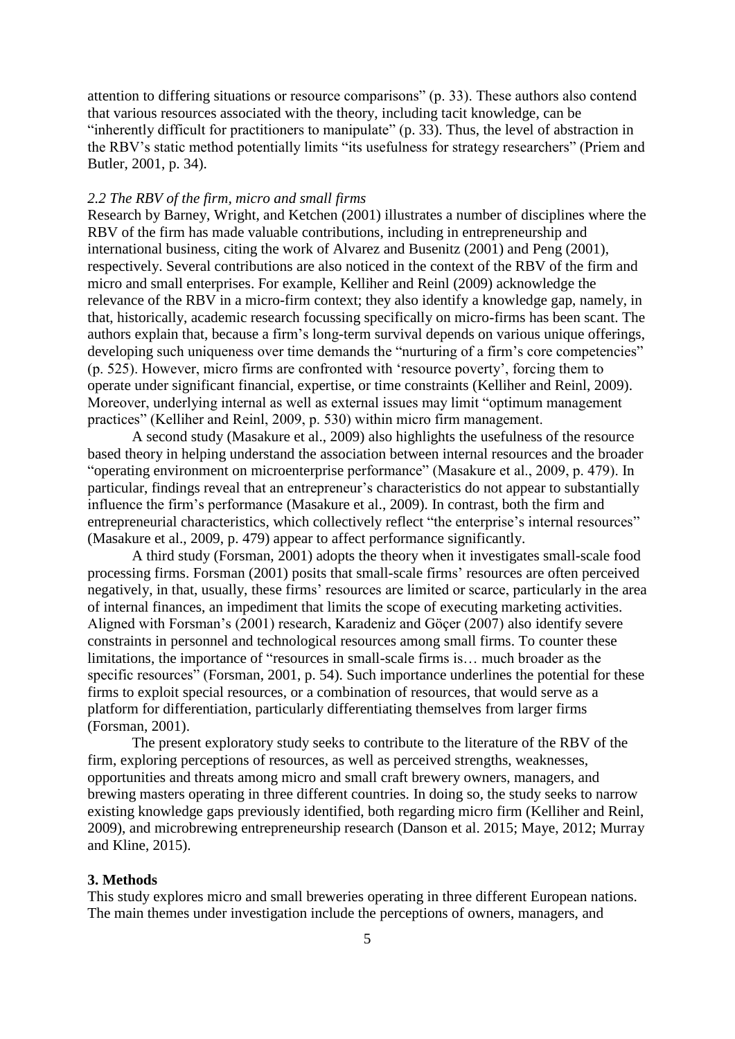attention to differing situations or resource comparisons" (p. 33). These authors also contend that various resources associated with the theory, including tacit knowledge, can be "inherently difficult for practitioners to manipulate" (p. 33). Thus, the level of abstraction in the RBV's static method potentially limits "its usefulness for strategy researchers" (Priem and Butler, 2001, p. 34).

### *2.2 The RBV of the firm, micro and small firms*

Research by Barney, Wright, and Ketchen (2001) illustrates a number of disciplines where the RBV of the firm has made valuable contributions, including in entrepreneurship and international business, citing the work of Alvarez and Busenitz (2001) and Peng (2001), respectively. Several contributions are also noticed in the context of the RBV of the firm and micro and small enterprises. For example, Kelliher and Reinl (2009) acknowledge the relevance of the RBV in a micro-firm context; they also identify a knowledge gap, namely, in that, historically, academic research focussing specifically on micro-firms has been scant. The authors explain that, because a firm's long-term survival depends on various unique offerings, developing such uniqueness over time demands the "nurturing of a firm's core competencies" (p. 525). However, micro firms are confronted with 'resource poverty', forcing them to operate under significant financial, expertise, or time constraints (Kelliher and Reinl, 2009). Moreover, underlying internal as well as external issues may limit "optimum management practices" (Kelliher and Reinl, 2009, p. 530) within micro firm management.

A second study (Masakure et al., 2009) also highlights the usefulness of the resource based theory in helping understand the association between internal resources and the broader "operating environment on microenterprise performance" (Masakure et al., 2009, p. 479). In particular, findings reveal that an entrepreneur's characteristics do not appear to substantially influence the firm's performance (Masakure et al., 2009). In contrast, both the firm and entrepreneurial characteristics, which collectively reflect "the enterprise's internal resources" (Masakure et al., 2009, p. 479) appear to affect performance significantly.

A third study (Forsman, 2001) adopts the theory when it investigates small-scale food processing firms. Forsman (2001) posits that small-scale firms' resources are often perceived negatively, in that, usually, these firms' resources are limited or scarce, particularly in the area of internal finances, an impediment that limits the scope of executing marketing activities. Aligned with Forsman's (2001) research, Karadeniz and Göçer (2007) also identify severe constraints in personnel and technological resources among small firms. To counter these limitations, the importance of "resources in small-scale firms is… much broader as the specific resources" (Forsman, 2001, p. 54). Such importance underlines the potential for these firms to exploit special resources, or a combination of resources, that would serve as a platform for differentiation, particularly differentiating themselves from larger firms (Forsman, 2001).

The present exploratory study seeks to contribute to the literature of the RBV of the firm, exploring perceptions of resources, as well as perceived strengths, weaknesses, opportunities and threats among micro and small craft brewery owners, managers, and brewing masters operating in three different countries. In doing so, the study seeks to narrow existing knowledge gaps previously identified, both regarding micro firm (Kelliher and Reinl, 2009), and microbrewing entrepreneurship research (Danson et al. 2015; Maye, 2012; Murray and Kline, 2015).

## 3. Methods

This study explores micro and small breweries operating in three different European nations. The main themes under investigation include the perceptions of owners, managers, and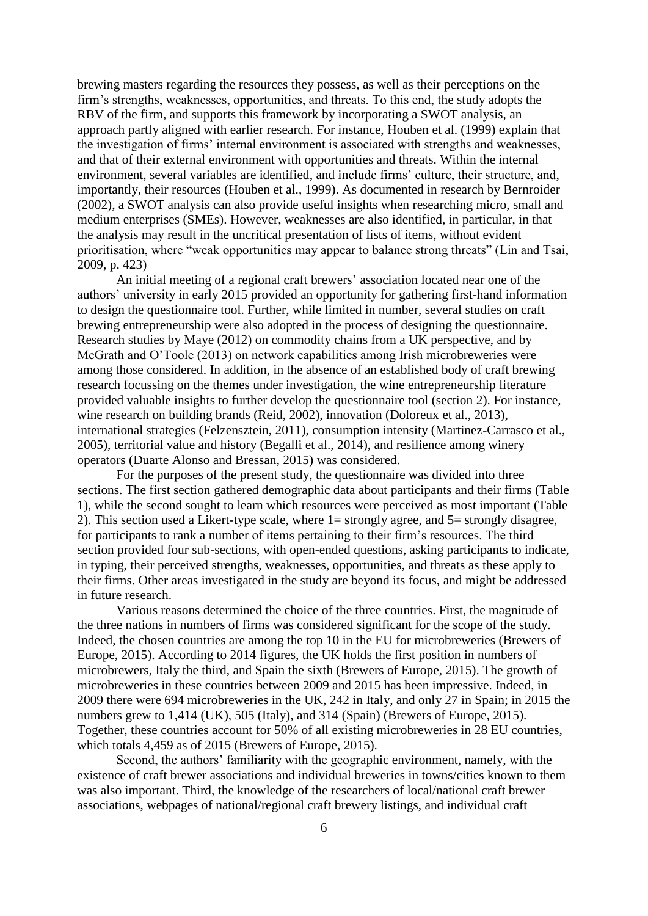brewing masters regarding the resources they possess, as well as their perceptions on the firm's strengths, weaknesses, opportunities, and threats. To this end, the study adopts the RBV of the firm, and supports this framework by incorporating a SWOT analysis, an approach partly aligned with earlier research. For instance, Houben et al. (1999) explain that the investigation of firms' internal environment is associated with strengths and weaknesses, and that of their external environment with opportunities and threats. Within the internal environment, several variables are identified, and include firms' culture, their structure, and, importantly, their resources (Houben et al., 1999). As documented in research by Bernroider (2002), a SWOT analysis can also provide useful insights when researching micro, small and medium enterprises (SMEs). However, weaknesses are also identified, in particular, in that the analysis may result in the uncritical presentation of lists of items, without evident prioritisation, where "weak opportunities may appear to balance strong threats" (Lin and Tsai, 2009, p. 423)

An initial meeting of a regional craft brewers' association located near one of the authors' university in early 2015 provided an opportunity for gathering first-hand information to design the questionnaire tool. Further, while limited in number, several studies on craft brewing entrepreneurship were also adopted in the process of designing the questionnaire. Research studies by Maye (2012) on commodity chains from a UK perspective, and by McGrath and O'Toole (2013) on network capabilities among Irish microbreweries were among those considered. In addition, in the absence of an established body of craft brewing research focussing on the themes under investigation, the wine entrepreneurship literature provided valuable insights to further develop the questionnaire tool (section 2). For instance, wine research on building brands (Reid, 2002), innovation (Doloreux et al., 2013), international strategies (Felzensztein, 2011), consumption intensity (Martinez-Carrasco et al., 2005), territorial value and history (Begalli et al., 2014), and resilience among winery operators (Duarte Alonso and Bressan, 2015) was considered.

For the purposes of the present study, the questionnaire was divided into three sections. The first section gathered demographic data about participants and their firms (Table 1), while the second sought to learn which resources were perceived as most important (Table 2). This section used a Likert-type scale, where 1= strongly agree, and 5= strongly disagree, for participants to rank a number of items pertaining to their firm's resources. The third section provided four sub-sections, with open-ended questions, asking participants to indicate, in typing, their perceived strengths, weaknesses, opportunities, and threats as these apply to their firms. Other areas investigated in the study are beyond its focus, and might be addressed in future research.

Various reasons determined the choice of the three countries. First, the magnitude of the three nations in numbers of firms was considered significant for the scope of the study. Indeed, the chosen countries are among the top 10 in the EU for microbreweries (Brewers of Europe, 2015). According to 2014 figures, the UK holds the first position in numbers of microbrewers, Italy the third, and Spain the sixth (Brewers of Europe, 2015). The growth of microbreweries in these countries between 2009 and 2015 has been impressive. Indeed, in 2009 there were 694 microbreweries in the UK, 242 in Italy, and only 27 in Spain; in 2015 the numbers grew to 1,414 (UK), 505 (Italy), and 314 (Spain) (Brewers of Europe, 2015). Together, these countries account for 50% of all existing microbreweries in 28 EU countries, which totals 4,459 as of 2015 (Brewers of Europe, 2015).

Second, the authors' familiarity with the geographic environment, namely, with the existence of craft brewer associations and individual breweries in towns/cities known to them was also important. Third, the knowledge of the researchers of local/national craft brewer associations, webpages of national/regional craft brewery listings, and individual craft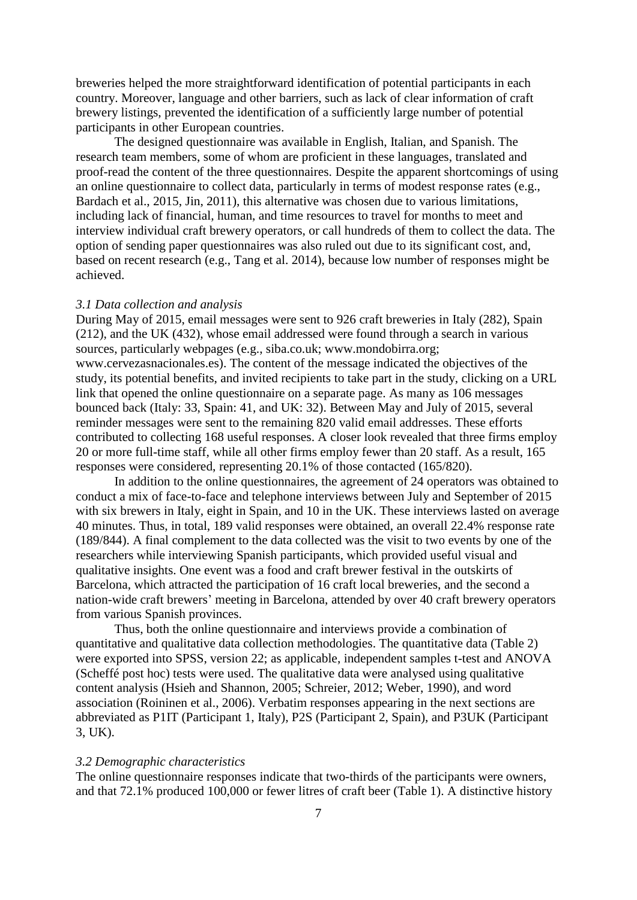breweries helped the more straightforward identification of potential participants in each country. Moreover, language and other barriers, such as lack of clear information of craft brewery listings, prevented the identification of a sufficiently large number of potential participants in other European countries.

The designed questionnaire was available in English, Italian, and Spanish. The research team members, some of whom are proficient in these languages, translated and proof-read the content of the three questionnaires. Despite the apparent shortcomings of using an online questionnaire to collect data, particularly in terms of modest response rates (e.g., Bardach et al., 2015, Jin, 2011), this alternative was chosen due to various limitations, including lack of financial, human, and time resources to travel for months to meet and interview individual craft brewery operators, or call hundreds of them to collect the data. The option of sending paper questionnaires was also ruled out due to its significant cost, and, based on recent research (e.g., Tang et al. 2014), because low number of responses might be achieved.

### *3.1 Data collection and analysis*

During May of 2015, email messages were sent to 926 craft breweries in Italy (282), Spain (212), and the UK (432), whose email addressed were found through a search in various sources, particularly webpages (e.g., siba.co.uk; www.mondobirra.org; www.cervezasnacionales.es). The content of the message indicated the objectives of the study, its potential benefits, and invited recipients to take part in the study, clicking on a URL link that opened the online questionnaire on a separate page. As many as 106 messages bounced back (Italy: 33, Spain: 41, and UK: 32). Between May and July of 2015, several reminder messages were sent to the remaining 820 valid email addresses. These efforts contributed to collecting 168 useful responses. A closer look revealed that three firms employ 20 or more full-time staff, while all other firms employ fewer than 20 staff. As a result, 165 responses were considered, representing 20.1% of those contacted (165/820).

In addition to the online questionnaires, the agreement of 24 operators was obtained to conduct a mix of face-to-face and telephone interviews between July and September of 2015 with six brewers in Italy, eight in Spain, and 10 in the UK. These interviews lasted on average 40 minutes. Thus, in total, 189 valid responses were obtained, an overall 22.4% response rate (189/844). A final complement to the data collected was the visit to two events by one of the researchers while interviewing Spanish participants, which provided useful visual and qualitative insights. One event was a food and craft brewer festival in the outskirts of Barcelona, which attracted the participation of 16 craft local breweries, and the second a nation-wide craft brewers' meeting in Barcelona, attended by over 40 craft brewery operators from various Spanish provinces.

Thus, both the online questionnaire and interviews provide a combination of quantitative and qualitative data collection methodologies. The quantitative data (Table 2) were exported into SPSS, version 22; as applicable, independent samples t-test and ANOVA (Scheffé post hoc) tests were used. The qualitative data were analysed using qualitative content analysis (Hsieh and Shannon, 2005; Schreier, 2012; Weber, 1990), and word association (Roininen et al., 2006). Verbatim responses appearing in the next sections are abbreviated as P1IT (Participant 1, Italy), P2S (Participant 2, Spain), and P3UK (Participant 3, UK).

### *3.2 Demographic characteristics*

The online questionnaire responses indicate that two-thirds of the participants were owners, and that 72.1% produced 100,000 or fewer litres of craft beer (Table 1). A distinctive history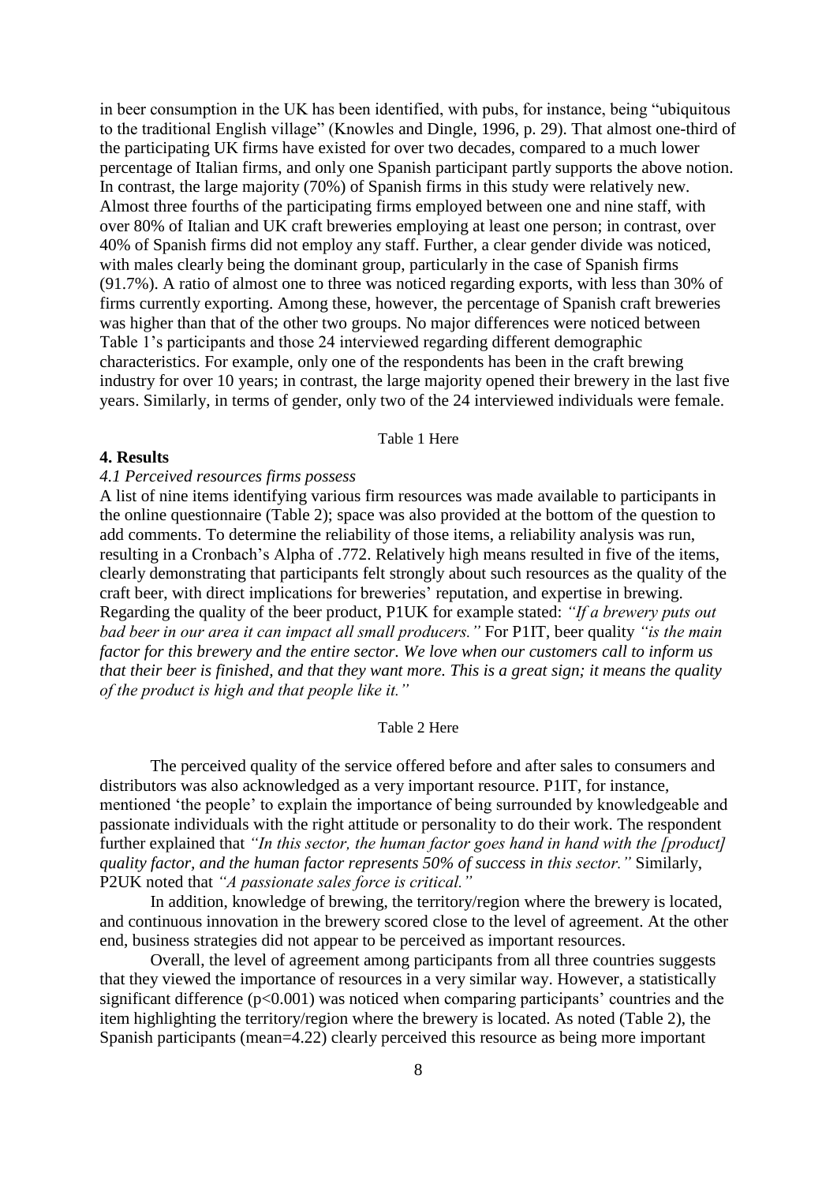in beer consumption in the UK has been identified, with pubs, for instance, being "ubiquitous to the traditional English village" (Knowles and Dingle, 1996, p. 29). That almost one-third of the participating UK firms have existed for over two decades, compared to a much lower percentage of Italian firms, and only one Spanish participant partly supports the above notion. In contrast, the large majority (70%) of Spanish firms in this study were relatively new. Almost three fourths of the participating firms employed between one and nine staff, with over 80% of Italian and UK craft breweries employing at least one person; in contrast, over 40% of Spanish firms did not employ any staff. Further, a clear gender divide was noticed, with males clearly being the dominant group, particularly in the case of Spanish firms (91.7%). A ratio of almost one to three was noticed regarding exports, with less than 30% of firms currently exporting. Among these, however, the percentage of Spanish craft breweries was higher than that of the other two groups. No major differences were noticed between Table 1's participants and those 24 interviewed regarding different demographic characteristics. For example, only one of the respondents has been in the craft brewing industry for over 10 years; in contrast, the large majority opened their brewery in the last five years. Similarly, in terms of gender, only two of the 24 interviewed individuals were female.

Table 1 Here

## 4. Results

### *4.1 Perceived resources firms possess*

A list of nine items identifying various firm resources was made available to participants in the online questionnaire (Table 2); space was also provided at the bottom of the question to add comments. To determine the reliability of those items, a reliability analysis was run, resulting in a Cronbach's Alpha of .772. Relatively high means resulted in five of the items, clearly demonstrating that participants felt strongly about such resources as the quality of the craft beer, with direct implications for breweries' reputation, and expertise in brewing. Regarding the quality of the beer product, P1UK for example stated: *"If a brewery puts out bad beer in our area it can impact all small producers."* For P1IT, beer quality *"is the main factor for this brewery and the entire sector. We love when our customers call to inform us that their beer is finished, and that they want more. This is a great sign; it means the quality of the product is high and that people like it."*

Table 2 Here

The perceived quality of the service offered before and after sales to consumers and distributors was also acknowledged as a very important resource. P1IT, for instance, mentioned 'the people' to explain the importance of being surrounded by knowledgeable and passionate individuals with the right attitude or personality to do their work. The respondent further explained that *"In this sector, the human factor goes hand in hand with the [product] quality factor, and the human factor represents 50% of success in this sector."* Similarly, P2UK noted that *"A passionate sales force is critical."*

In addition, knowledge of brewing, the territory/region where the brewery is located, and continuous innovation in the brewery scored close to the level of agreement. At the other end, business strategies did not appear to be perceived as important resources.

Overall, the level of agreement among participants from all three countries suggests that they viewed the importance of resources in a very similar way. However, a statistically significant difference ($p<0.001$) was noticed when comparing participants' countries and the item highlighting the territory/region where the brewery is located. As noted (Table 2), the Spanish participants (mean=4.22) clearly perceived this resource as being more important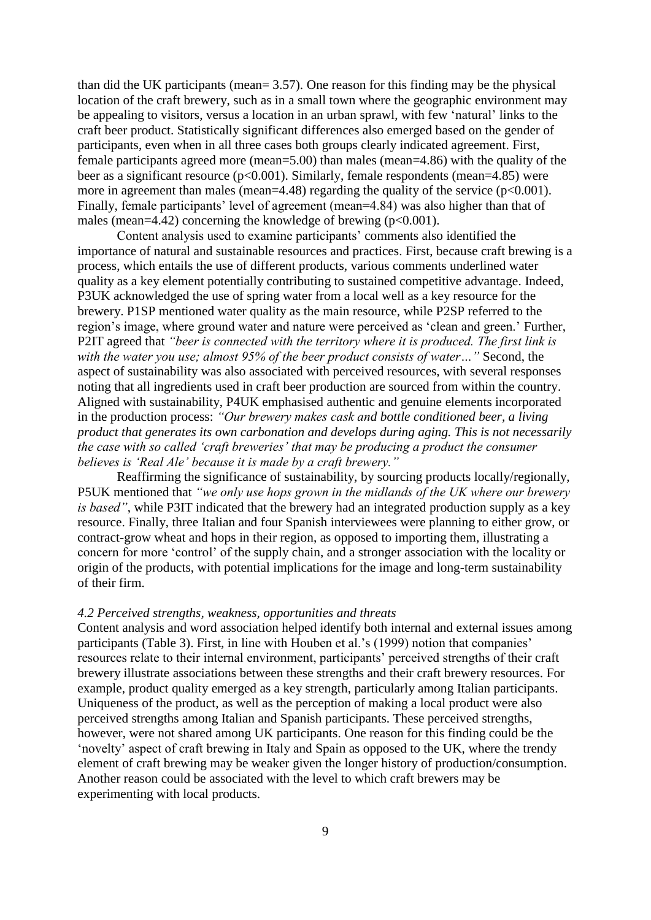than did the UK participants (mean= 3.57). One reason for this finding may be the physical location of the craft brewery, such as in a small town where the geographic environment may be appealing to visitors, versus a location in an urban sprawl, with few 'natural' links to the craft beer product. Statistically significant differences also emerged based on the gender of participants, even when in all three cases both groups clearly indicated agreement. First, female participants agreed more (mean=5.00) than males (mean=4.86) with the quality of the beer as a significant resource ($p<0.001$). Similarly, female respondents (mean=4.85) were more in agreement than males (mean=4.48) regarding the quality of the service ($p<0.001$). Finally, female participants' level of agreement (mean=4.84) was also higher than that of males (mean=4.42) concerning the knowledge of brewing ($p<0.001$).

Content analysis used to examine participants' comments also identified the importance of natural and sustainable resources and practices. First, because craft brewing is a process, which entails the use of different products, various comments underlined water quality as a key element potentially contributing to sustained competitive advantage. Indeed, P3UK acknowledged the use of spring water from a local well as a key resource for the brewery. P1SP mentioned water quality as the main resource, while P2SP referred to the region's image, where ground water and nature were perceived as 'clean and green.' Further, P2IT agreed that *"beer is connected with the territory where it is produced. The first link is with the water you use; almost 95% of the beer product consists of water…"* Second, the aspect of sustainability was also associated with perceived resources, with several responses noting that all ingredients used in craft beer production are sourced from within the country. Aligned with sustainability, P4UK emphasised authentic and genuine elements incorporated in the production process: *"Our brewery makes cask and bottle conditioned beer, a living product that generates its own carbonation and develops during aging. This is not necessarily the case with so called 'craft breweries' that may be producing a product the consumer believes is 'Real Ale' because it is made by a craft brewery."*

Reaffirming the significance of sustainability, by sourcing products locally/regionally, P5UK mentioned that *"we only use hops grown in the midlands of the UK where our brewery is based"*, while P3IT indicated that the brewery had an integrated production supply as a key resource. Finally, three Italian and four Spanish interviewees were planning to either grow, or contract-grow wheat and hops in their region, as opposed to importing them, illustrating a concern for more 'control' of the supply chain, and a stronger association with the locality or origin of the products, with potential implications for the image and long-term sustainability of their firm.

*4.2 Perceived strengths, weakness, opportunities and threats*

Content analysis and word association helped identify both internal and external issues among participants (Table 3). First, in line with Houben et al.'s (1999) notion that companies' resources relate to their internal environment, participants' perceived strengths of their craft brewery illustrate associations between these strengths and their craft brewery resources. For example, product quality emerged as a key strength, particularly among Italian participants. Uniqueness of the product, as well as the perception of making a local product were also perceived strengths among Italian and Spanish participants. These perceived strengths, however, were not shared among UK participants. One reason for this finding could be the 'novelty' aspect of craft brewing in Italy and Spain as opposed to the UK, where the trendy element of craft brewing may be weaker given the longer history of production/consumption. Another reason could be associated with the level to which craft brewers may be experimenting with local products.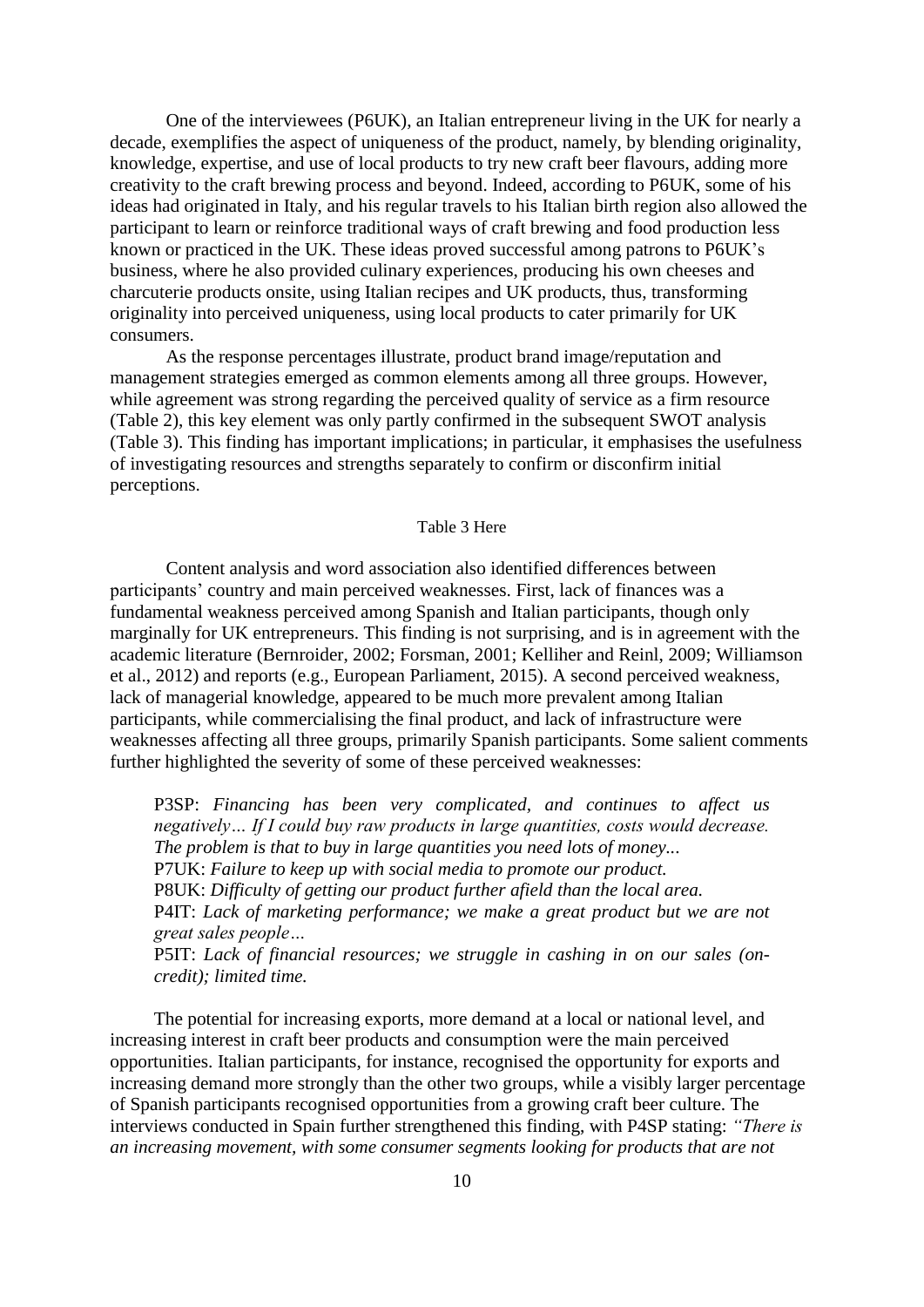One of the interviewees (P6UK), an Italian entrepreneur living in the UK for nearly a decade, exemplifies the aspect of uniqueness of the product, namely, by blending originality, knowledge, expertise, and use of local products to try new craft beer flavours, adding more creativity to the craft brewing process and beyond. Indeed, according to P6UK, some of his ideas had originated in Italy, and his regular travels to his Italian birth region also allowed the participant to learn or reinforce traditional ways of craft brewing and food production less known or practiced in the UK. These ideas proved successful among patrons to P6UK's business, where he also provided culinary experiences, producing his own cheeses and charcuterie products onsite, using Italian recipes and UK products, thus, transforming originality into perceived uniqueness, using local products to cater primarily for UK consumers.

As the response percentages illustrate, product brand image/reputation and management strategies emerged as common elements among all three groups. However, while agreement was strong regarding the perceived quality of service as a firm resource (Table 2), this key element was only partly confirmed in the subsequent SWOT analysis (Table 3). This finding has important implications; in particular, it emphasises the usefulness of investigating resources and strengths separately to confirm or disconfirm initial perceptions.

Table 3 Here

Content analysis and word association also identified differences between participants' country and main perceived weaknesses. First, lack of finances was a fundamental weakness perceived among Spanish and Italian participants, though only marginally for UK entrepreneurs. This finding is not surprising, and is in agreement with the academic literature (Bernroider, 2002; Forsman, 2001; Kelliher and Reinl, 2009; Williamson et al., 2012) and reports (e.g., European Parliament, 2015). A second perceived weakness, lack of managerial knowledge, appeared to be much more prevalent among Italian participants, while commercialising the final product, and lack of infrastructure were weaknesses affecting all three groups, primarily Spanish participants. Some salient comments further highlighted the severity of some of these perceived weaknesses:

> P3SP: *Financing has been very complicated, and continues to affect us negatively… If I could buy raw products in large quantities, costs would decrease. The problem is that to buy in large quantities you need lots of money...*
> P7UK: *Failure to keep up with social media to promote our product.*
> P8UK: *Difficulty of getting our product further afield than the local area.*
> P4IT: *Lack of marketing performance; we make a great product but we are not great sales people…*
> P5IT: *Lack of financial resources; we struggle in cashing in on our sales (on-credit); limited time.*

The potential for increasing exports, more demand at a local or national level, and increasing interest in craft beer products and consumption were the main perceived opportunities. Italian participants, for instance, recognised the opportunity for exports and increasing demand more strongly than the other two groups, while a visibly larger percentage of Spanish participants recognised opportunities from a growing craft beer culture. The interviews conducted in Spain further strengthened this finding, with P4SP stating: *"There is an increasing movement, with some consumer segments looking for products that are not*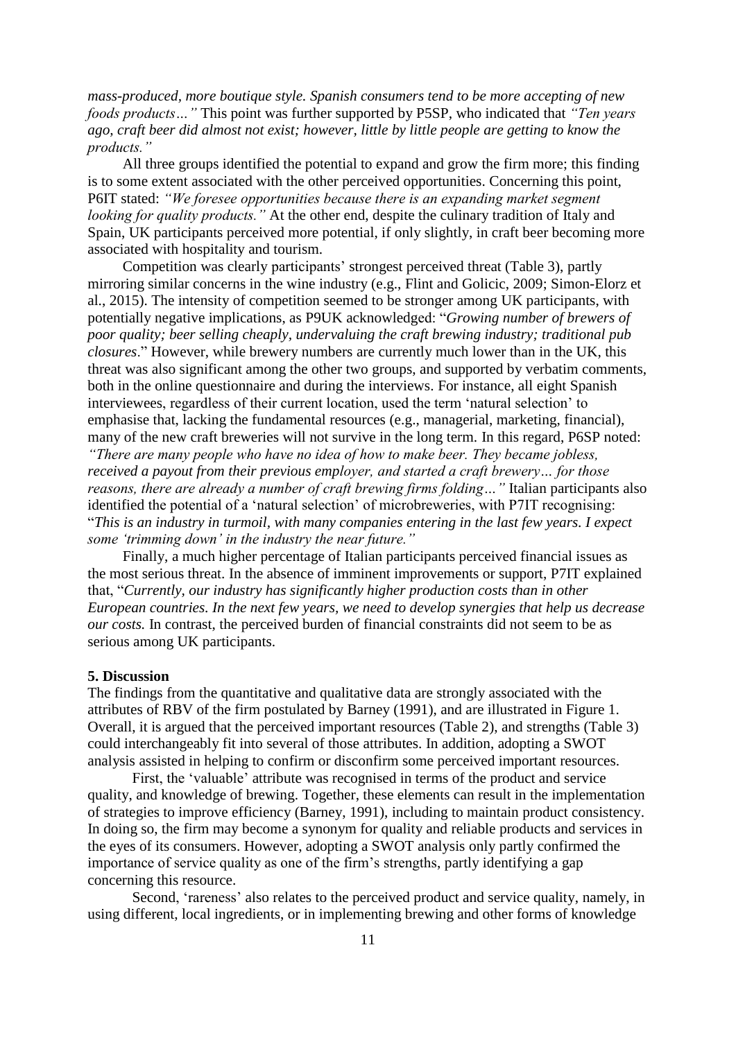*mass-produced, more boutique style. Spanish consumers tend to be more accepting of new foods products…"* This point was further supported by P5SP, who indicated that *"Ten years ago, craft beer did almost not exist; however, little by little people are getting to know the products."*

All three groups identified the potential to expand and grow the firm more; this finding is to some extent associated with the other perceived opportunities. Concerning this point, P6IT stated: *"We foresee opportunities because there is an expanding market segment looking for quality products."* At the other end, despite the culinary tradition of Italy and Spain, UK participants perceived more potential, if only slightly, in craft beer becoming more associated with hospitality and tourism.

Competition was clearly participants' strongest perceived threat (Table 3), partly mirroring similar concerns in the wine industry (e.g., Flint and Golicic, 2009; Simon-Elorz et al., 2015). The intensity of competition seemed to be stronger among UK participants, with potentially negative implications, as P9UK acknowledged: "*Growing number of brewers of poor quality; beer selling cheaply, undervaluing the craft brewing industry; traditional pub closures*." However, while brewery numbers are currently much lower than in the UK, this threat was also significant among the other two groups, and supported by verbatim comments, both in the online questionnaire and during the interviews. For instance, all eight Spanish interviewees, regardless of their current location, used the term 'natural selection' to emphasise that, lacking the fundamental resources (e.g., managerial, marketing, financial), many of the new craft breweries will not survive in the long term. In this regard, P6SP noted: *"There are many people who have no idea of how to make beer. They became jobless, received a payout from their previous employer, and started a craft brewery… for those reasons, there are already a number of craft brewing firms folding…"* Italian participants also identified the potential of a 'natural selection' of microbreweries, with P7IT recognising: "*This is an industry in turmoil, with many companies entering in the last few years. I expect some 'trimming down' in the industry the near future."*

Finally, a much higher percentage of Italian participants perceived financial issues as the most serious threat. In the absence of imminent improvements or support, P7IT explained that, "*Currently, our industry has significantly higher production costs than in other European countries. In the next few years, we need to develop synergies that help us decrease our costs.* In contrast, the perceived burden of financial constraints did not seem to be as serious among UK participants.

## 5. Discussion

The findings from the quantitative and qualitative data are strongly associated with the attributes of RBV of the firm postulated by Barney (1991), and are illustrated in Figure 1. Overall, it is argued that the perceived important resources (Table 2), and strengths (Table 3) could interchangeably fit into several of those attributes. In addition, adopting a SWOT analysis assisted in helping to confirm or disconfirm some perceived important resources.

First, the 'valuable' attribute was recognised in terms of the product and service quality, and knowledge of brewing. Together, these elements can result in the implementation of strategies to improve efficiency (Barney, 1991), including to maintain product consistency. In doing so, the firm may become a synonym for quality and reliable products and services in the eyes of its consumers. However, adopting a SWOT analysis only partly confirmed the importance of service quality as one of the firm's strengths, partly identifying a gap concerning this resource.

Second, 'rareness' also relates to the perceived product and service quality, namely, in using different, local ingredients, or in implementing brewing and other forms of knowledge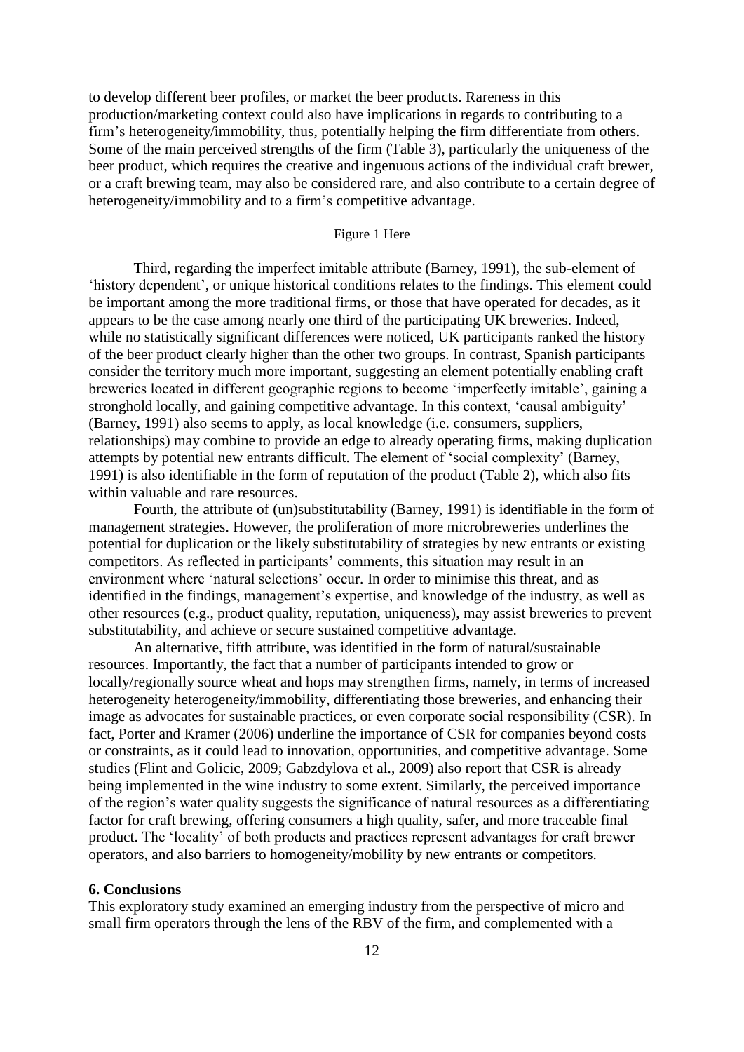to develop different beer profiles, or market the beer products. Rareness in this production/marketing context could also have implications in regards to contributing to a firm's heterogeneity/immobility, thus, potentially helping the firm differentiate from others. Some of the main perceived strengths of the firm (Table 3), particularly the uniqueness of the beer product, which requires the creative and ingenuous actions of the individual craft brewer, or a craft brewing team, may also be considered rare, and also contribute to a certain degree of heterogeneity/immobility and to a firm's competitive advantage.

Figure 1 Here

Third, regarding the imperfect imitable attribute (Barney, 1991), the sub-element of 'history dependent', or unique historical conditions relates to the findings. This element could be important among the more traditional firms, or those that have operated for decades, as it appears to be the case among nearly one third of the participating UK breweries. Indeed, while no statistically significant differences were noticed, UK participants ranked the history of the beer product clearly higher than the other two groups. In contrast, Spanish participants consider the territory much more important, suggesting an element potentially enabling craft breweries located in different geographic regions to become 'imperfectly imitable', gaining a stronghold locally, and gaining competitive advantage. In this context, 'causal ambiguity' (Barney, 1991) also seems to apply, as local knowledge (i.e. consumers, suppliers, relationships) may combine to provide an edge to already operating firms, making duplication attempts by potential new entrants difficult. The element of 'social complexity' (Barney, 1991) is also identifiable in the form of reputation of the product (Table 2), which also fits within valuable and rare resources.

Fourth, the attribute of (un)substitutability (Barney, 1991) is identifiable in the form of management strategies. However, the proliferation of more microbreweries underlines the potential for duplication or the likely substitutability of strategies by new entrants or existing competitors. As reflected in participants' comments, this situation may result in an environment where 'natural selections' occur. In order to minimise this threat, and as identified in the findings, management's expertise, and knowledge of the industry, as well as other resources (e.g., product quality, reputation, uniqueness), may assist breweries to prevent substitutability, and achieve or secure sustained competitive advantage.

An alternative, fifth attribute, was identified in the form of natural/sustainable resources. Importantly, the fact that a number of participants intended to grow or locally/regionally source wheat and hops may strengthen firms, namely, in terms of increased heterogeneity heterogeneity/immobility, differentiating those breweries, and enhancing their image as advocates for sustainable practices, or even corporate social responsibility (CSR). In fact, Porter and Kramer (2006) underline the importance of CSR for companies beyond costs or constraints, as it could lead to innovation, opportunities, and competitive advantage. Some studies (Flint and Golicic, 2009; Gabzdylova et al., 2009) also report that CSR is already being implemented in the wine industry to some extent. Similarly, the perceived importance of the region's water quality suggests the significance of natural resources as a differentiating factor for craft brewing, offering consumers a high quality, safer, and more traceable final product. The 'locality' of both products and practices represent advantages for craft brewer operators, and also barriers to homogeneity/mobility by new entrants or competitors.

## 6. Conclusions

This exploratory study examined an emerging industry from the perspective of micro and small firm operators through the lens of the RBV of the firm, and complemented with a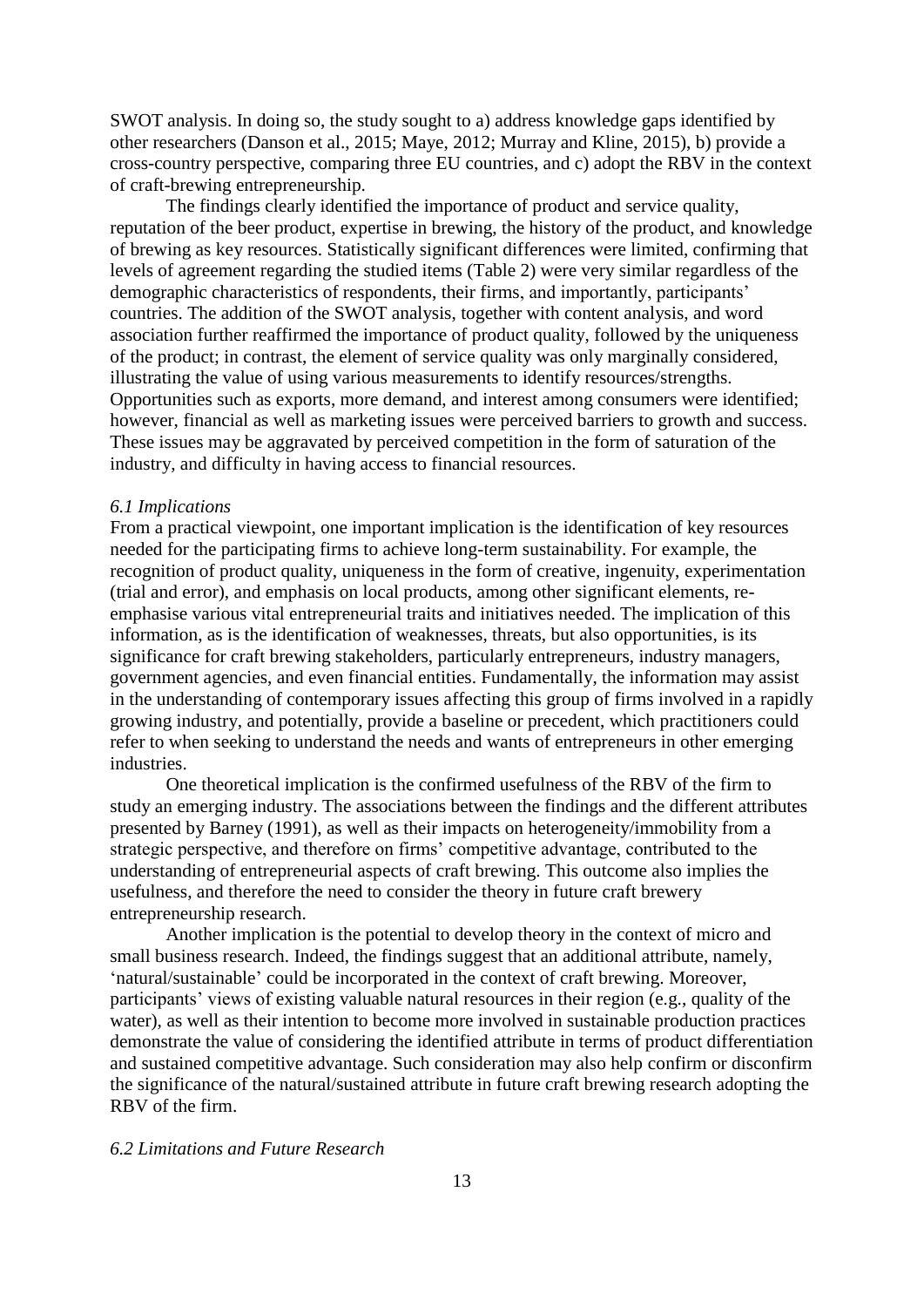SWOT analysis. In doing so, the study sought to a) address knowledge gaps identified by other researchers (Danson et al., 2015; Maye, 2012; Murray and Kline, 2015), b) provide a cross-country perspective, comparing three EU countries, and c) adopt the RBV in the context of craft-brewing entrepreneurship.

The findings clearly identified the importance of product and service quality, reputation of the beer product, expertise in brewing, the history of the product, and knowledge of brewing as key resources. Statistically significant differences were limited, confirming that levels of agreement regarding the studied items (Table 2) were very similar regardless of the demographic characteristics of respondents, their firms, and importantly, participants' countries. The addition of the SWOT analysis, together with content analysis, and word association further reaffirmed the importance of product quality, followed by the uniqueness of the product; in contrast, the element of service quality was only marginally considered, illustrating the value of using various measurements to identify resources/strengths. Opportunities such as exports, more demand, and interest among consumers were identified; however, financial as well as marketing issues were perceived barriers to growth and success. These issues may be aggravated by perceived competition in the form of saturation of the industry, and difficulty in having access to financial resources.

### *6.1 Implications*

From a practical viewpoint, one important implication is the identification of key resources needed for the participating firms to achieve long-term sustainability. For example, the recognition of product quality, uniqueness in the form of creative, ingenuity, experimentation (trial and error), and emphasis on local products, among other significant elements, re-emphasise various vital entrepreneurial traits and initiatives needed. The implication of this information, as is the identification of weaknesses, threats, but also opportunities, is its significance for craft brewing stakeholders, particularly entrepreneurs, industry managers, government agencies, and even financial entities. Fundamentally, the information may assist in the understanding of contemporary issues affecting this group of firms involved in a rapidly growing industry, and potentially, provide a baseline or precedent, which practitioners could refer to when seeking to understand the needs and wants of entrepreneurs in other emerging industries.

One theoretical implication is the confirmed usefulness of the RBV of the firm to study an emerging industry. The associations between the findings and the different attributes presented by Barney (1991), as well as their impacts on heterogeneity/immobility from a strategic perspective, and therefore on firms' competitive advantage, contributed to the understanding of entrepreneurial aspects of craft brewing. This outcome also implies the usefulness, and therefore the need to consider the theory in future craft brewery entrepreneurship research.

Another implication is the potential to develop theory in the context of micro and small business research. Indeed, the findings suggest that an additional attribute, namely, 'natural/sustainable' could be incorporated in the context of craft brewing. Moreover, participants' views of existing valuable natural resources in their region (e.g., quality of the water), as well as their intention to become more involved in sustainable production practices demonstrate the value of considering the identified attribute in terms of product differentiation and sustained competitive advantage. Such consideration may also help confirm or disconfirm the significance of the natural/sustained attribute in future craft brewing research adopting the RBV of the firm.

### *6.2 Limitations and Future Research*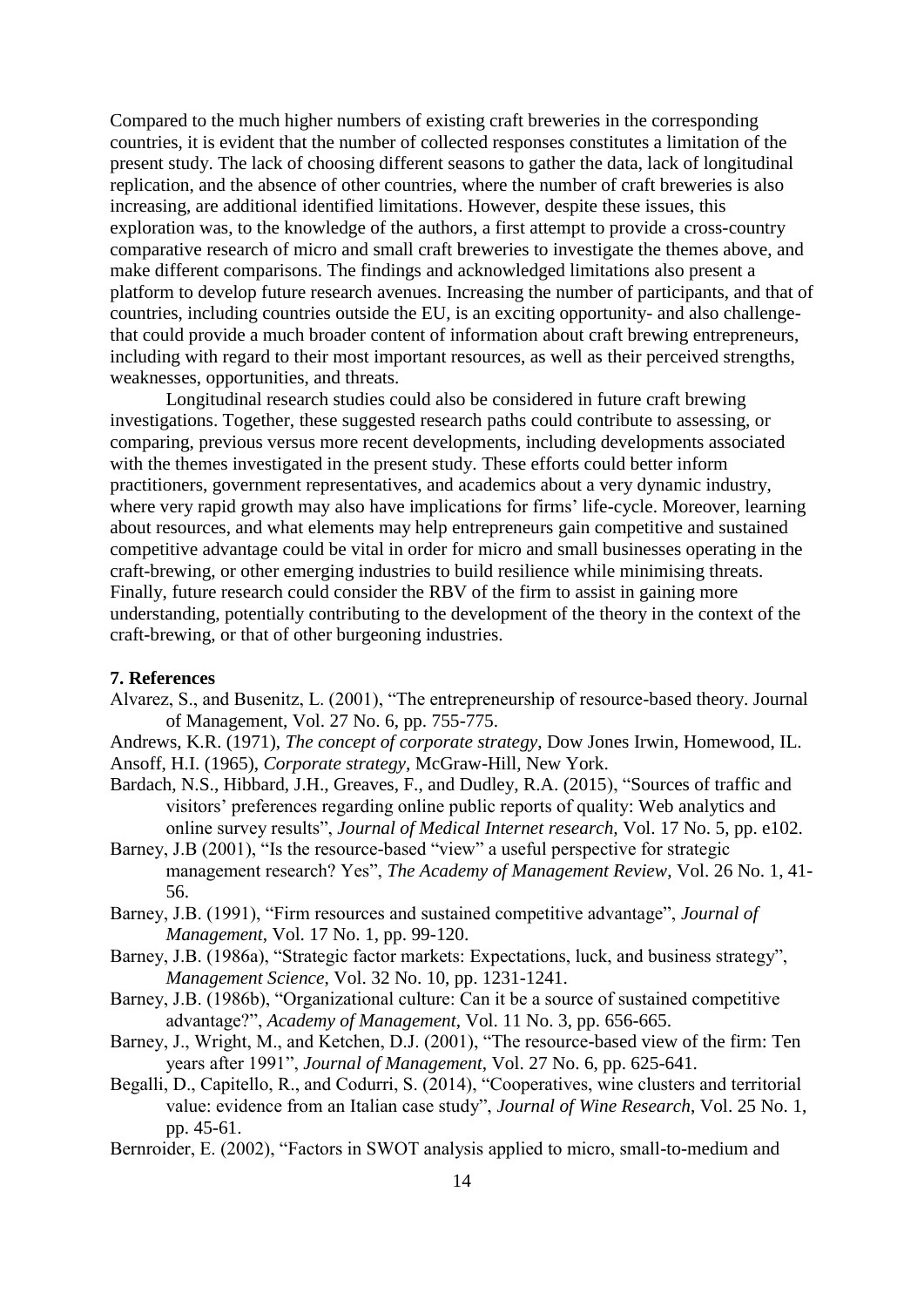Compared to the much higher numbers of existing craft breweries in the corresponding countries, it is evident that the number of collected responses constitutes a limitation of the present study. The lack of choosing different seasons to gather the data, lack of longitudinal replication, and the absence of other countries, where the number of craft breweries is also increasing, are additional identified limitations. However, despite these issues, this exploration was, to the knowledge of the authors, a first attempt to provide a cross-country comparative research of micro and small craft breweries to investigate the themes above, and make different comparisons. The findings and acknowledged limitations also present a platform to develop future research avenues. Increasing the number of participants, and that of countries, including countries outside the EU, is an exciting opportunity- and also challenge- that could provide a much broader content of information about craft brewing entrepreneurs, including with regard to their most important resources, as well as their perceived strengths, weaknesses, opportunities, and threats.

Longitudinal research studies could also be considered in future craft brewing investigations. Together, these suggested research paths could contribute to assessing, or comparing, previous versus more recent developments, including developments associated with the themes investigated in the present study. These efforts could better inform practitioners, government representatives, and academics about a very dynamic industry, where very rapid growth may also have implications for firms' life-cycle. Moreover, learning about resources, and what elements may help entrepreneurs gain competitive and sustained competitive advantage could be vital in order for micro and small businesses operating in the craft-brewing, or other emerging industries to build resilience while minimising threats. Finally, future research could consider the RBV of the firm to assist in gaining more understanding, potentially contributing to the development of the theory in the context of the craft-brewing, or that of other burgeoning industries.

## 7. References

Alvarez, S., and Busenitz, L. (2001), "The entrepreneurship of resource-based theory. Journal of Management, Vol. 27 No. 6, pp. 755-775.

Andrews, K.R. (1971), *The concept of corporate strategy*, Dow Jones Irwin, Homewood, IL.

Ansoff, H.I. (1965), *Corporate strategy*, McGraw-Hill, New York.

Bardach, N.S., Hibbard, J.H., Greaves, F., and Dudley, R.A. (2015), "Sources of traffic and visitors' preferences regarding online public reports of quality: Web analytics and online survey results", *Journal of Medical Internet research,* Vol. 17 No. 5, pp. e102.

Barney, J.B (2001), "Is the resource-based "view" a useful perspective for strategic management research? Yes", *The Academy of Management Review*, Vol. 26 No. 1, 41-56.

Barney, J.B. (1991), "Firm resources and sustained competitive advantage", *Journal of Management*, Vol. 17 No. 1, pp. 99-120.

Barney, J.B. (1986a), "Strategic factor markets: Expectations, luck, and business strategy", *Management Science*, Vol. 32 No. 10, pp. 1231-1241.

Barney, J.B. (1986b), "Organizational culture: Can it be a source of sustained competitive advantage?", *Academy of Management*, Vol. 11 No. 3, pp. 656-665.

Barney, J., Wright, M., and Ketchen, D.J. (2001), "The resource-based view of the firm: Ten years after 1991", *Journal of Management*, Vol. 27 No. 6, pp. 625-641.

Begalli, D., Capitello, R., and Codurri, S. (2014), "Cooperatives, wine clusters and territorial value: evidence from an Italian case study", *Journal of Wine Research*, Vol. 25 No. 1, pp. 45-61.

Bernroider, E. (2002), "Factors in SWOT analysis applied to micro, small-to-medium and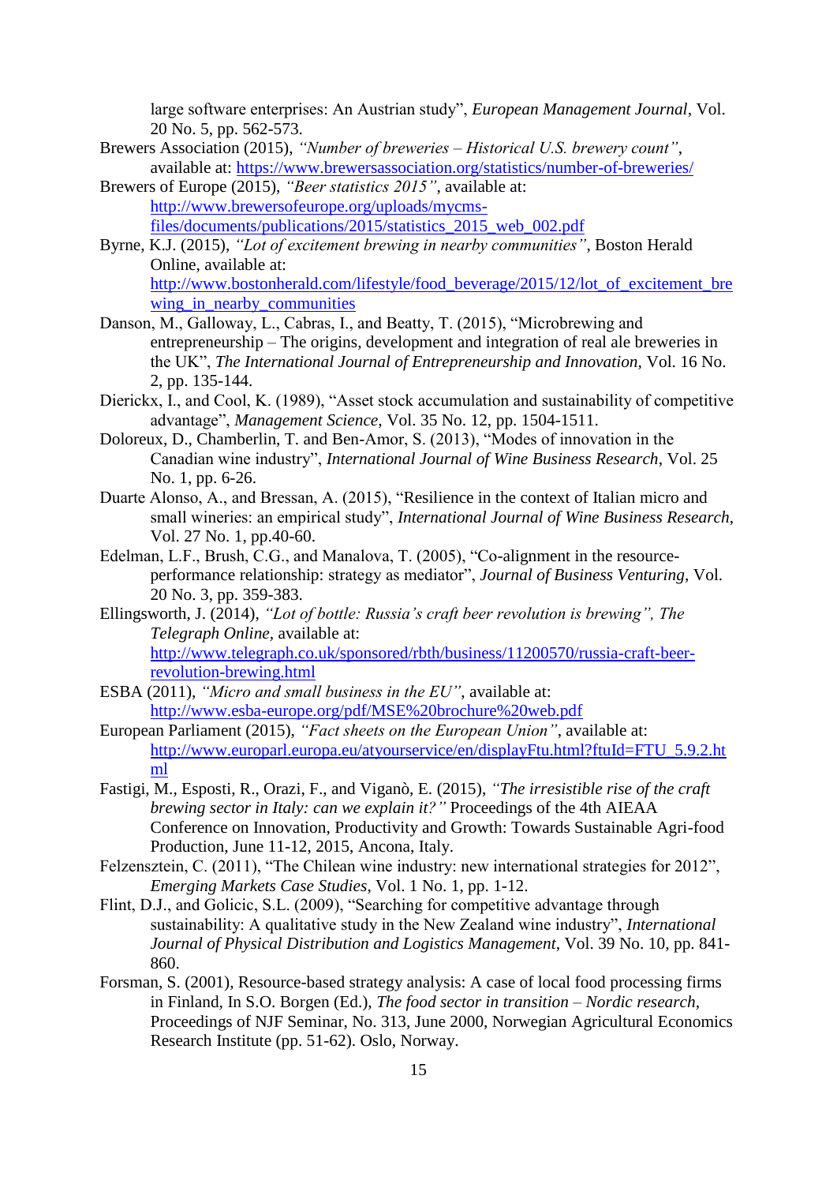large software enterprises: An Austrian study", *European Management Journal*, Vol. 20 No. 5, pp. 562-573.

Brewers Association (2015), *"Number of breweries – Historical U.S. brewery count"*, available at: https://www.brewersassociation.org/statistics/number-of-breweries/

Brewers of Europe (2015), *"Beer statistics 2015"*, available at: http://www.brewersofeurope.org/uploads/mycms-files/documents/publications/2015/statistics_2015_web_002.pdf

Byrne, K.J. (2015), *"Lot of excitement brewing in nearby communities"*, Boston Herald Online, available at: http://www.bostonherald.com/lifestyle/food_beverage/2015/12/lot_of_excitement_brewing_in_nearby_communities

Danson, M., Galloway, L., Cabras, I., and Beatty, T. (2015), "Microbrewing and entrepreneurship – The origins, development and integration of real ale breweries in the UK", *The International Journal of Entrepreneurship and Innovation*, Vol. 16 No. 2, pp. 135-144.

Dierickx, I., and Cool, K. (1989), "Asset stock accumulation and sustainability of competitive advantage", *Management Science*, Vol. 35 No. 12, pp. 1504-1511.

Doloreux, D., Chamberlin, T. and Ben-Amor, S. (2013), "Modes of innovation in the Canadian wine industry", *International Journal of Wine Business Research*, Vol. 25 No. 1, pp. 6-26.

Duarte Alonso, A., and Bressan, A. (2015), "Resilience in the context of Italian micro and small wineries: an empirical study", *International Journal of Wine Business Research*, Vol. 27 No. 1, pp.40-60.

Edelman, L.F., Brush, C.G., and Manalova, T. (2005), "Co-alignment in the resource-performance relationship: strategy as mediator", *Journal of Business Venturing*, Vol. 20 No. 3, pp. 359-383.

Ellingsworth, J. (2014), *"Lot of bottle: Russia's craft beer revolution is brewing", The Telegraph Online*, available at: http://www.telegraph.co.uk/sponsored/rbth/business/11200570/russia-craft-beer-revolution-brewing.html

ESBA (2011), *"Micro and small business in the EU"*, available at: http://www.esba-europe.org/pdf/MSE%20brochure%20web.pdf

European Parliament (2015), *"Fact sheets on the European Union"*, available at: http://www.europarl.europa.eu/atyourservice/en/displayFtu.html?ftuId=FTU_5.9.2.html

Fastigi, M., Esposti, R., Orazi, F., and Viganò, E. (2015), *"The irresistible rise of the craft brewing sector in Italy: can we explain it?"* Proceedings of the 4th AIEAA Conference on Innovation, Productivity and Growth: Towards Sustainable Agri-food Production, June 11-12, 2015, Ancona, Italy.

Felzensztein, C. (2011), "The Chilean wine industry: new international strategies for 2012", *Emerging Markets Case Studies*, Vol. 1 No. 1, pp. 1-12.

Flint, D.J., and Golicic, S.L. (2009), "Searching for competitive advantage through sustainability: A qualitative study in the New Zealand wine industry", *International Journal of Physical Distribution and Logistics Management*, Vol. 39 No. 10, pp. 841-860.

Forsman, S. (2001), Resource-based strategy analysis: A case of local food processing firms in Finland, In S.O. Borgen (Ed.), *The food sector in transition – Nordic research*, Proceedings of NJF Seminar, No. 313, June 2000, Norwegian Agricultural Economics Research Institute (pp. 51-62). Oslo, Norway.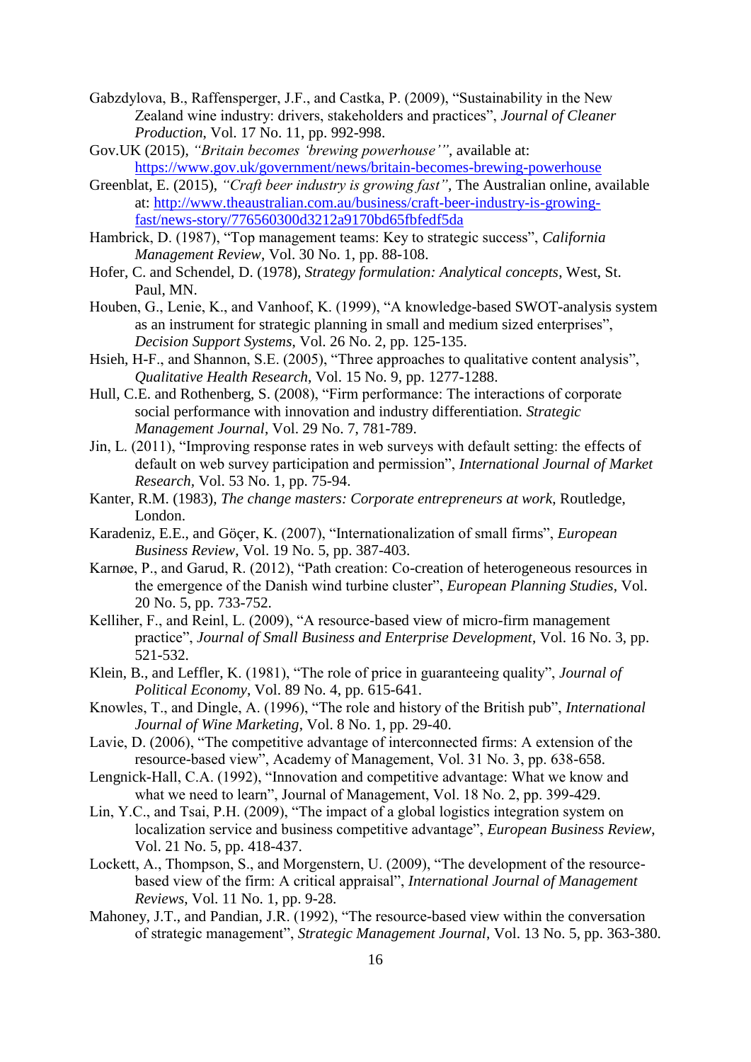Gabzdylova, B., Raffensperger, J.F., and Castka, P. (2009), "Sustainability in the New Zealand wine industry: drivers, stakeholders and practices", *Journal of Cleaner Production*, Vol. 17 No. 11, pp. 992-998.

Gov.UK (2015), *"Britain becomes 'brewing powerhouse'"*, available at: https://www.gov.uk/government/news/britain-becomes-brewing-powerhouse

Greenblat, E. (2015), *"Craft beer industry is growing fast"*, The Australian online, available at: http://www.theaustralian.com.au/business/craft-beer-industry-is-growing-fast/news-story/776560300d3212a9170bd65fbfedf5da

Hambrick, D. (1987), "Top management teams: Key to strategic success", *California Management Review*, Vol. 30 No. 1, pp. 88-108.

Hofer, C. and Schendel, D. (1978), *Strategy formulation: Analytical concepts*, West, St. Paul, MN.

Houben, G., Lenie, K., and Vanhoof, K. (1999), "A knowledge-based SWOT-analysis system as an instrument for strategic planning in small and medium sized enterprises", *Decision Support Systems*, Vol. 26 No. 2, pp. 125-135.

Hsieh, H-F., and Shannon, S.E. (2005), "Three approaches to qualitative content analysis", *Qualitative Health Research*, Vol. 15 No. 9, pp. 1277-1288.

Hull, C.E. and Rothenberg, S. (2008), "Firm performance: The interactions of corporate social performance with innovation and industry differentiation. *Strategic Management Journal*, Vol. 29 No. 7, 781-789.

Jin, L. (2011), "Improving response rates in web surveys with default setting: the effects of default on web survey participation and permission", *International Journal of Market Research*, Vol. 53 No. 1, pp. 75-94.

Kanter, R.M. (1983), *The change masters: Corporate entrepreneurs at work*, Routledge, London.

Karadeniz, E.E., and Göçer, K. (2007), "Internationalization of small firms", *European Business Review*, Vol. 19 No. 5, pp. 387-403.

Karnøe, P., and Garud, R. (2012), "Path creation: Co-creation of heterogeneous resources in the emergence of the Danish wind turbine cluster", *European Planning Studies*, Vol. 20 No. 5, pp. 733-752.

Kelliher, F., and Reinl, L. (2009), "A resource-based view of micro-firm management practice", *Journal of Small Business and Enterprise Development*, Vol. 16 No. 3, pp. 521-532.

Klein, B., and Leffler, K. (1981), "The role of price in guaranteeing quality", *Journal of Political Economy*, Vol. 89 No. 4, pp. 615-641.

Knowles, T., and Dingle, A. (1996), "The role and history of the British pub", *International Journal of Wine Marketing*, Vol. 8 No. 1, pp. 29-40.

Lavie, D. (2006), "The competitive advantage of interconnected firms: A extension of the resource-based view", Academy of Management, Vol. 31 No. 3, pp. 638-658.

Lengnick-Hall, C.A. (1992), "Innovation and competitive advantage: What we know and what we need to learn", Journal of Management, Vol. 18 No. 2, pp. 399-429.

Lin, Y.C., and Tsai, P.H. (2009), "The impact of a global logistics integration system on localization service and business competitive advantage", *European Business Review*, Vol. 21 No. 5, pp. 418-437.

Lockett, A., Thompson, S., and Morgenstern, U. (2009), "The development of the resource-based view of the firm: A critical appraisal", *International Journal of Management Reviews*, Vol. 11 No. 1, pp. 9-28.

Mahoney, J.T., and Pandian, J.R. (1992), "The resource-based view within the conversation of strategic management", *Strategic Management Journal*, Vol. 13 No. 5, pp. 363-380.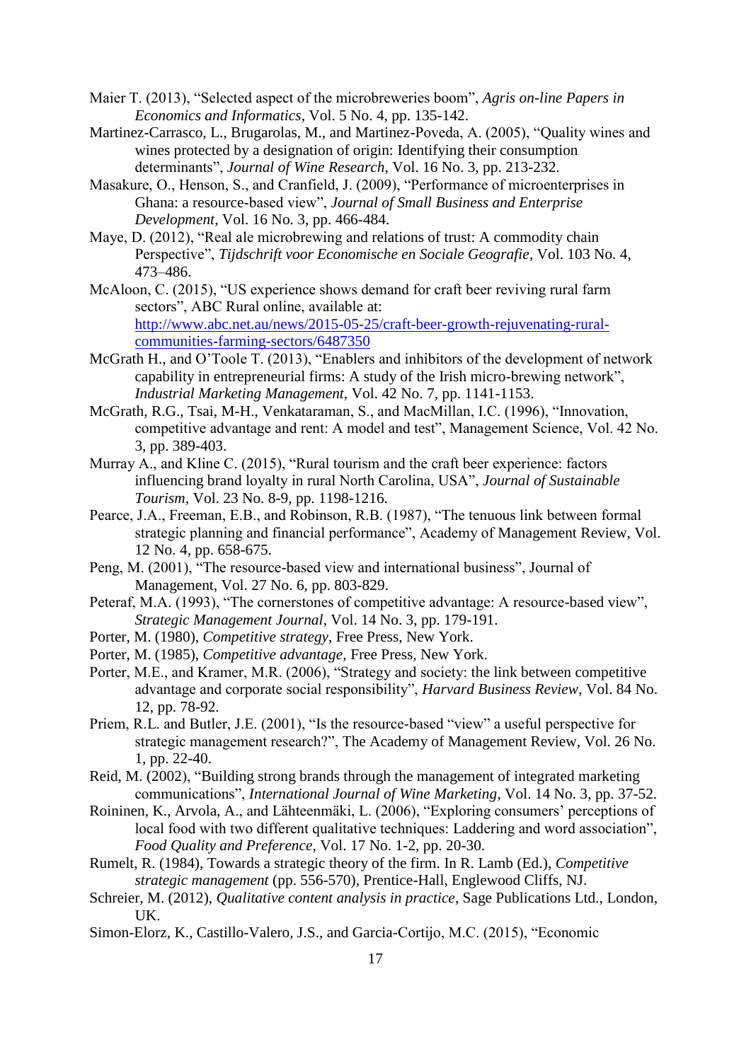Maier T. (2013), "Selected aspect of the microbreweries boom", *Agris on-line Papers in Economics and Informatics*, Vol. 5 No. 4, pp. 135-142.

Martinez-Carrasco, L., Brugarolas, M., and Martinez-Poveda, A. (2005), "Quality wines and wines protected by a designation of origin: Identifying their consumption determinants", *Journal of Wine Research*, Vol. 16 No. 3, pp. 213-232.

Masakure, O., Henson, S., and Cranfield, J. (2009), "Performance of microenterprises in Ghana: a resource-based view", *Journal of Small Business and Enterprise Development*, Vol. 16 No. 3, pp. 466-484.

Maye, D. (2012), "Real ale microbrewing and relations of trust: A commodity chain Perspective", *Tijdschrift voor Economische en Sociale Geografie*, Vol. 103 No. 4, 473–486.

McAloon, C. (2015), "US experience shows demand for craft beer reviving rural farm sectors", ABC Rural online, available at: [http://www.abc.net.au/news/2015-05-25/craft-beer-growth-rejuvenating-rural-communities-farming-sectors/6487350](http://www.abc.net.au/news/2015-05-25/craft-beer-growth-rejuvenating-rural-communities-farming-sectors/6487350)

McGrath H., and O'Toole T. (2013), "Enablers and inhibitors of the development of network capability in entrepreneurial firms: A study of the Irish micro-brewing network", *Industrial Marketing Management*, Vol. 42 No. 7, pp. 1141-1153.

McGrath, R.G., Tsai, M-H., Venkataraman, S., and MacMillan, I.C. (1996), "Innovation, competitive advantage and rent: A model and test", Management Science, Vol. 42 No. 3, pp. 389-403.

Murray A., and Kline C. (2015), "Rural tourism and the craft beer experience: factors influencing brand loyalty in rural North Carolina, USA", *Journal of Sustainable Tourism*, Vol. 23 No. 8-9, pp. 1198-1216.

Pearce, J.A., Freeman, E.B., and Robinson, R.B. (1987), "The tenuous link between formal strategic planning and financial performance", Academy of Management Review, Vol. 12 No. 4, pp. 658-675.

Peng, M. (2001), "The resource-based view and international business", Journal of Management, Vol. 27 No. 6, pp. 803-829.

Peteraf, M.A. (1993), "The cornerstones of competitive advantage: A resource-based view", *Strategic Management Journal*, Vol. 14 No. 3, pp. 179-191.

Porter, M. (1980), *Competitive strategy*, Free Press, New York.

Porter, M. (1985), *Competitive advantage*, Free Press, New York.

Porter, M.E., and Kramer, M.R. (2006), "Strategy and society: the link between competitive advantage and corporate social responsibility", *Harvard Business Review*, Vol. 84 No. 12, pp. 78-92.

Priem, R.L. and Butler, J.E. (2001), "Is the resource-based "view" a useful perspective for strategic management research?", The Academy of Management Review, Vol. 26 No. 1, pp. 22-40.

Reid, M. (2002), "Building strong brands through the management of integrated marketing communications", *International Journal of Wine Marketing*, Vol. 14 No. 3, pp. 37-52.

Roininen, K., Arvola, A., and Lähteenmäki, L. (2006), "Exploring consumers' perceptions of local food with two different qualitative techniques: Laddering and word association", *Food Quality and Preference*, Vol. 17 No. 1-2, pp. 20-30.

Rumelt, R. (1984), Towards a strategic theory of the firm. In R. Lamb (Ed.), *Competitive strategic management* (pp. 556-570), Prentice-Hall, Englewood Cliffs, NJ.

Schreier, M. (2012), *Qualitative content analysis in practice*, Sage Publications Ltd., London, UK.

Simon-Elorz, K., Castillo-Valero, J.S., and Garcia-Cortijo, M.C. (2015), "Economic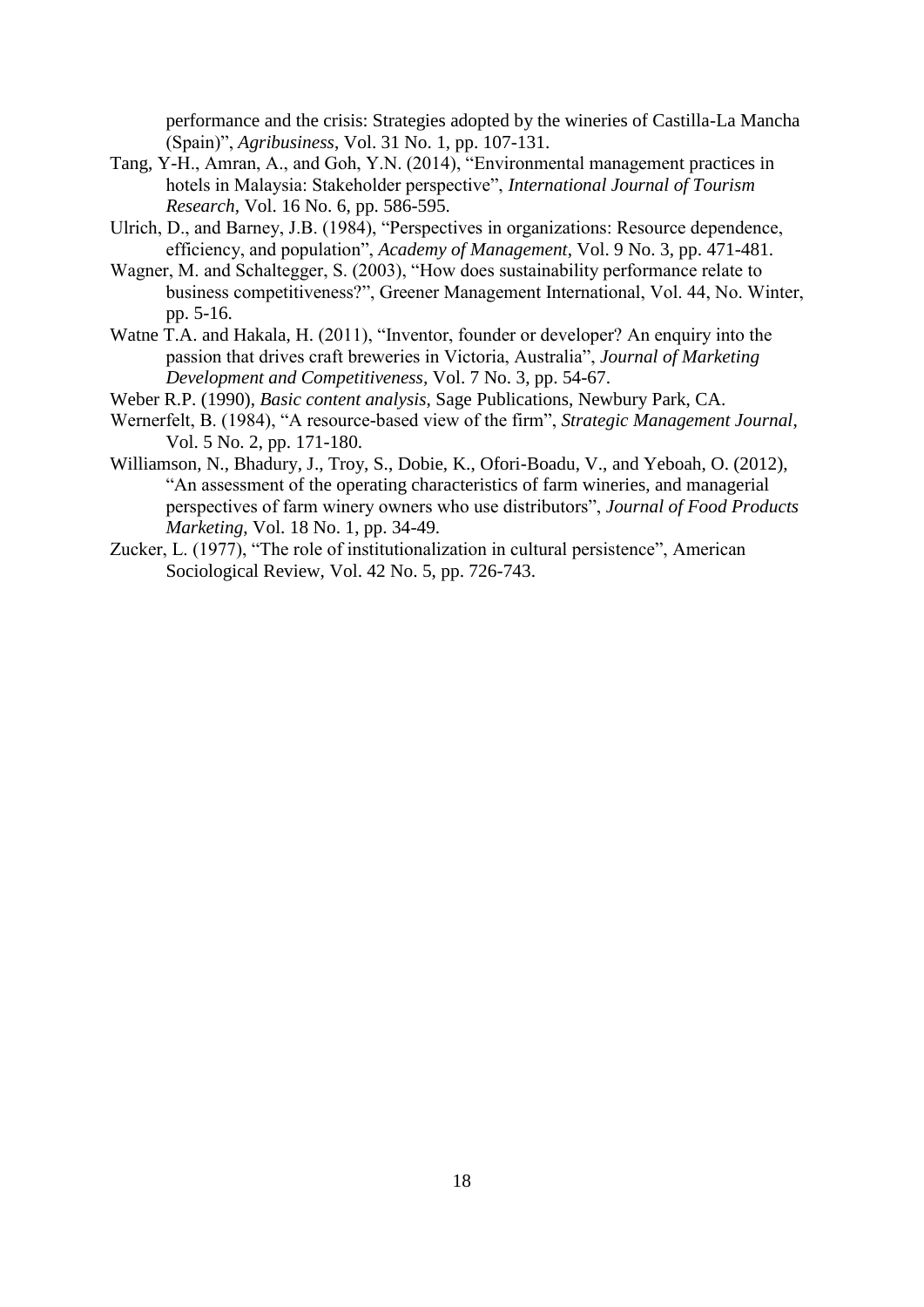performance and the crisis: Strategies adopted by the wineries of Castilla-La Mancha (Spain)", *Agribusiness*, Vol. 31 No. 1, pp. 107-131.

Tang, Y-H., Amran, A., and Goh, Y.N. (2014), "Environmental management practices in hotels in Malaysia: Stakeholder perspective", *International Journal of Tourism Research*, Vol. 16 No. 6, pp. 586-595.

Ulrich, D., and Barney, J.B. (1984), "Perspectives in organizations: Resource dependence, efficiency, and population", *Academy of Management*, Vol. 9 No. 3, pp. 471-481.

Wagner, M. and Schaltegger, S. (2003), "How does sustainability performance relate to business competitiveness?", Greener Management International, Vol. 44, No. Winter, pp. 5-16.

Watne T.A. and Hakala, H. (2011), "Inventor, founder or developer? An enquiry into the passion that drives craft breweries in Victoria, Australia", *Journal of Marketing Development and Competitiveness*, Vol. 7 No. 3, pp. 54-67.

Weber R.P. (1990), *Basic content analysis*, Sage Publications, Newbury Park, CA.

Wernerfelt, B. (1984), "A resource-based view of the firm", *Strategic Management Journal*, Vol. 5 No. 2, pp. 171-180.

Williamson, N., Bhadury, J., Troy, S., Dobie, K., Ofori-Boadu, V., and Yeboah, O. (2012), "An assessment of the operating characteristics of farm wineries, and managerial perspectives of farm winery owners who use distributors", *Journal of Food Products Marketing*, Vol. 18 No. 1, pp. 34-49.

Zucker, L. (1977), "The role of institutionalization in cultural persistence", American Sociological Review, Vol. 42 No. 5, pp. 726-743.